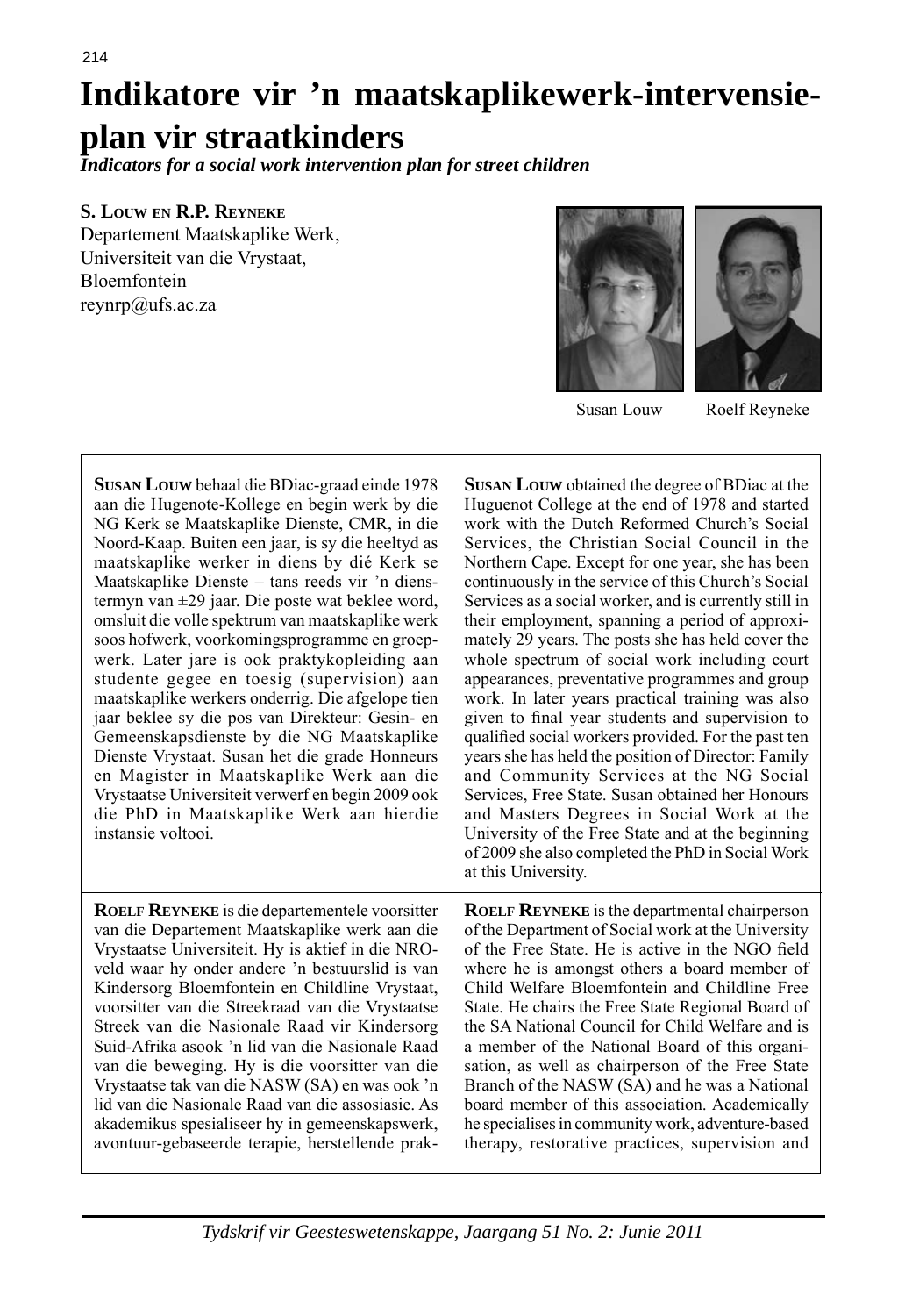# Indikatore vir 'n maatskaplikewerk-intervensieplan vir straatkinders

***Indicators for a social work intervention plan for street children***

**S. Louw en R.P. Reyneke**

Departement Maatskaplike Werk,
Universiteit van die Vrystaat,
Bloemfontein
reynrp@ufs.ac.za

Susan Louw Roelf Reyneke

**Susan Louw** behaal die BDiac-graad einde 1978 aan die Hugenote-Kollege en begin werk by die NG Kerk se Maatskaplike Dienste, CMR, in die Noord-Kaap. Buiten een jaar, is sy die heeltyd as maatskaplike werker in diens by dié Kerk se Maatskaplike Dienste – tans reeds vir 'n dienstermyn van ±29 jaar. Die poste wat beklee word, omsluit die volle spektrum van maatskaplike werk soos hofwerk, voorkomingsprogramme en groepwerk. Later jare is ook praktykopleiding aan studente gegee en toesig (supervision) aan maatskaplike werkers onderrig. Die afgelope tien jaar beklee sy die pos van Direkteur: Gesin- en Gemeenskapsdienste by die NG Maatskaplike Dienste Vrystaat. Susan het die grade Honneurs en Magister in Maatskaplike Werk aan die Vrystaatse Universiteit verwerf en begin 2009 ook die PhD in Maatskaplike Werk aan hierdie instansie voltooi.

**Susan Louw** obtained the degree of BDiac at the Huguenot College at the end of 1978 and started work with the Dutch Reformed Church's Social Services, the Christian Social Council in the Northern Cape. Except for one year, she has been continuously in the service of this Church's Social Services as a social worker, and is currently still in their employment, spanning a period of approximately 29 years. The posts she has held cover the whole spectrum of social work including court appearances, preventative programmes and group work. In later years practical training was also given to final year students and supervision to qualified social workers provided. For the past ten years she has held the position of Director: Family and Community Services at the NG Social Services, Free State. Susan obtained her Honours and Masters Degrees in Social Work at the University of the Free State and at the beginning of 2009 she also completed the PhD in Social Work at this University.

**Roelf Reyneke** is die departementele voorsitter van die Departement Maatskaplike werk aan die Vrystaatse Universiteit. Hy is aktief in die NRO-veld waar hy onder andere 'n bestuurslid is van Kindersorg Bloemfontein en Childline Vrystaat, voorsitter van die Streekraad van die Vrystaatse Streek van die Nasionale Raad vir Kindersorg Suid-Afrika asook 'n lid van die Nasionale Raad van die beweging. Hy is die voorsitter van die Vrystaatse tak van die NASW (SA) en was ook 'n lid van die Nasionale Raad van die assosiasie. As akademikus spesialiseer hy in gemeenskapswerk, avontuur-gebaseerde terapie, herstellende prak-

**Roelf Reyneke** is the departmental chairperson of the Department of Social work at the University of the Free State. He is active in the NGO field where he is amongst others a board member of Child Welfare Bloemfontein and Childline Free State. He chairs the Free State Regional Board of the SA National Council for Child Welfare and is a member of the National Board of this organisation, as well as chairperson of the Free State Branch of the NASW (SA) and he was a National board member of this association. Academically he specialises in community work, adventure-based therapy, restorative practices, supervision and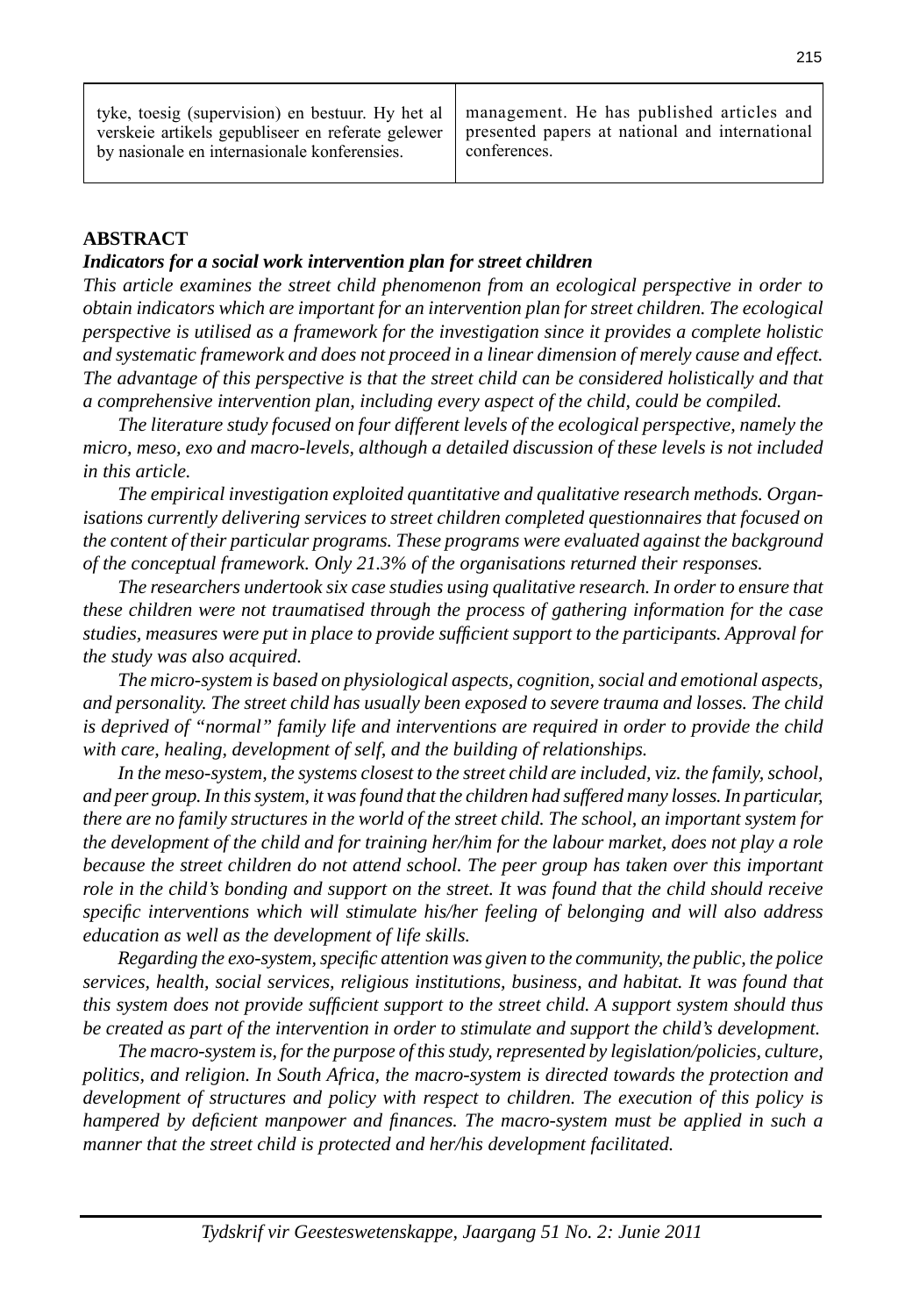| tyke, toesig (supervision) en bestuur. Hy het al verskeie artikels gepubliseer en referate gelewer by nasionale en internasionale konferensies. | management. He has published articles and presented papers at national and international conferences. |
|---|---|

**ABSTRACT**

***Indicators for a social work intervention plan for street children***

*This article examines the street child phenomenon from an ecological perspective in order to obtain indicators which are important for an intervention plan for street children. The ecological perspective is utilised as a framework for the investigation since it provides a complete holistic and systematic framework and does not proceed in a linear dimension of merely cause and effect. The advantage of this perspective is that the street child can be considered holistically and that a comprehensive intervention plan, including every aspect of the child, could be compiled.*

*The literature study focused on four different levels of the ecological perspective, namely the micro, meso, exo and macro-levels, although a detailed discussion of these levels is not included in this article.*

*The empirical investigation exploited quantitative and qualitative research methods. Organisations currently delivering services to street children completed questionnaires that focused on the content of their particular programs. These programs were evaluated against the background of the conceptual framework. Only 21.3% of the organisations returned their responses.*

*The researchers undertook six case studies using qualitative research. In order to ensure that these children were not traumatised through the process of gathering information for the case studies, measures were put in place to provide sufficient support to the participants. Approval for the study was also acquired.*

*The micro-system is based on physiological aspects, cognition, social and emotional aspects, and personality. The street child has usually been exposed to severe trauma and losses. The child is deprived of "normal" family life and interventions are required in order to provide the child with care, healing, development of self, and the building of relationships.*

*In the meso-system, the systems closest to the street child are included, viz. the family, school, and peer group. In this system, it was found that the children had suffered many losses. In particular, there are no family structures in the world of the street child. The school, an important system for the development of the child and for training her/him for the labour market, does not play a role because the street children do not attend school. The peer group has taken over this important role in the child's bonding and support on the street. It was found that the child should receive specific interventions which will stimulate his/her feeling of belonging and will also address education as well as the development of life skills.*

*Regarding the exo-system, specific attention was given to the community, the public, the police services, health, social services, religious institutions, business, and habitat. It was found that this system does not provide sufficient support to the street child. A support system should thus be created as part of the intervention in order to stimulate and support the child's development.*

*The macro-system is, for the purpose of this study, represented by legislation/policies, culture, politics, and religion. In South Africa, the macro-system is directed towards the protection and development of structures and policy with respect to children. The execution of this policy is hampered by deficient manpower and finances. The macro-system must be applied in such a manner that the street child is protected and her/his development facilitated.*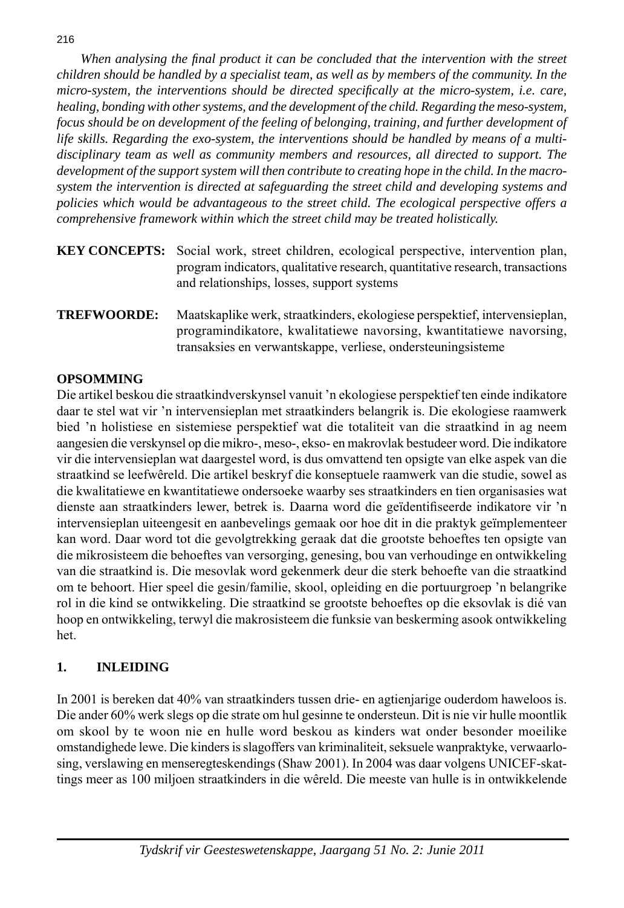*When analysing the final product it can be concluded that the intervention with the street children should be handled by a specialist team, as well as by members of the community. In the micro-system, the interventions should be directed specifically at the micro-system, i.e. care, healing, bonding with other systems, and the development of the child. Regarding the meso-system, focus should be on development of the feeling of belonging, training, and further development of life skills. Regarding the exo-system, the interventions should be handled by means of a multi-disciplinary team as well as community members and resources, all directed to support. The development of the support system will then contribute to creating hope in the child. In the macro-system the intervention is directed at safeguarding the street child and developing systems and policies which would be advantageous to the street child. The ecological perspective offers a comprehensive framework within which the street child may be treated holistically.*

**KEY CONCEPTS:** Social work, street children, ecological perspective, intervention plan, program indicators, qualitative research, quantitative research, transactions and relationships, losses, support systems

**TREFWOORDE:** Maatskaplike werk, straatkinders, ekologiese perspektief, intervensieplan, programindikatore, kwalitatiewe navorsing, kwantitatiewe navorsing, transaksies en verwantskappe, verliese, ondersteuningsisteme

## OPSOMMING

Die artikel beskou die straatkindverskynsel vanuit 'n ekologiese perspektief ten einde indikatore daar te stel wat vir 'n intervensieplan met straatkinders belangrik is. Die ekologiese raamwerk bied 'n holistiese en sistemiese perspektief wat die totaliteit van die straatkind in ag neem aangesien die verskynsel op die mikro-, meso-, ekso- en makrovlak bestudeer word. Die indikatore vir die intervensieplan wat daargestel word, is dus omvattend ten opsigte van elke aspek van die straatkind se leefwêreld. Die artikel beskryf die konseptuele raamwerk van die studie, sowel as die kwalitatiewe en kwantitatiewe ondersoeke waarby ses straatkinders en tien organisasies wat dienste aan straatkinders lewer, betrek is. Daarna word die geïdentifiseerde indikatore vir 'n intervensieplan uiteengesit en aanbevelings gemaak oor hoe dit in die praktyk geïmplementeer kan word. Daar word tot die gevolgtrekking geraak dat die grootste behoeftes ten opsigte van die mikrosisteem die behoeftes van versorging, genesing, bou van verhoudinge en ontwikkeling van die straatkind is. Die mesovlak word gekenmerk deur die sterk behoefte van die straatkind om te behoort. Hier speel die gesin/familie, skool, opleiding en die portuurgroep 'n belangrike rol in die kind se ontwikkeling. Die straatkind se grootste behoeftes op die eksovlak is dié van hoop en ontwikkeling, terwyl die makrosisteem die funksie van beskerming asook ontwikkeling het.

## 1. INLEIDING

In 2001 is bereken dat 40% van straatkinders tussen drie- en agtienjarige ouderdom haweloos is. Die ander 60% werk slegs op die strate om hul gesinne te ondersteun. Dit is nie vir hulle moontlik om skool by te woon nie en hulle word beskou as kinders wat onder besonder moeilike omstandighede lewe. Die kinders is slagoffers van kriminaliteit, seksuele wanpraktyke, verwaarlosing, verslawing en menseregteskendings (Shaw 2001). In 2004 was daar volgens UNICEF-skattings meer as 100 miljoen straatkinders in die wêreld. Die meeste van hulle is in ontwikkelende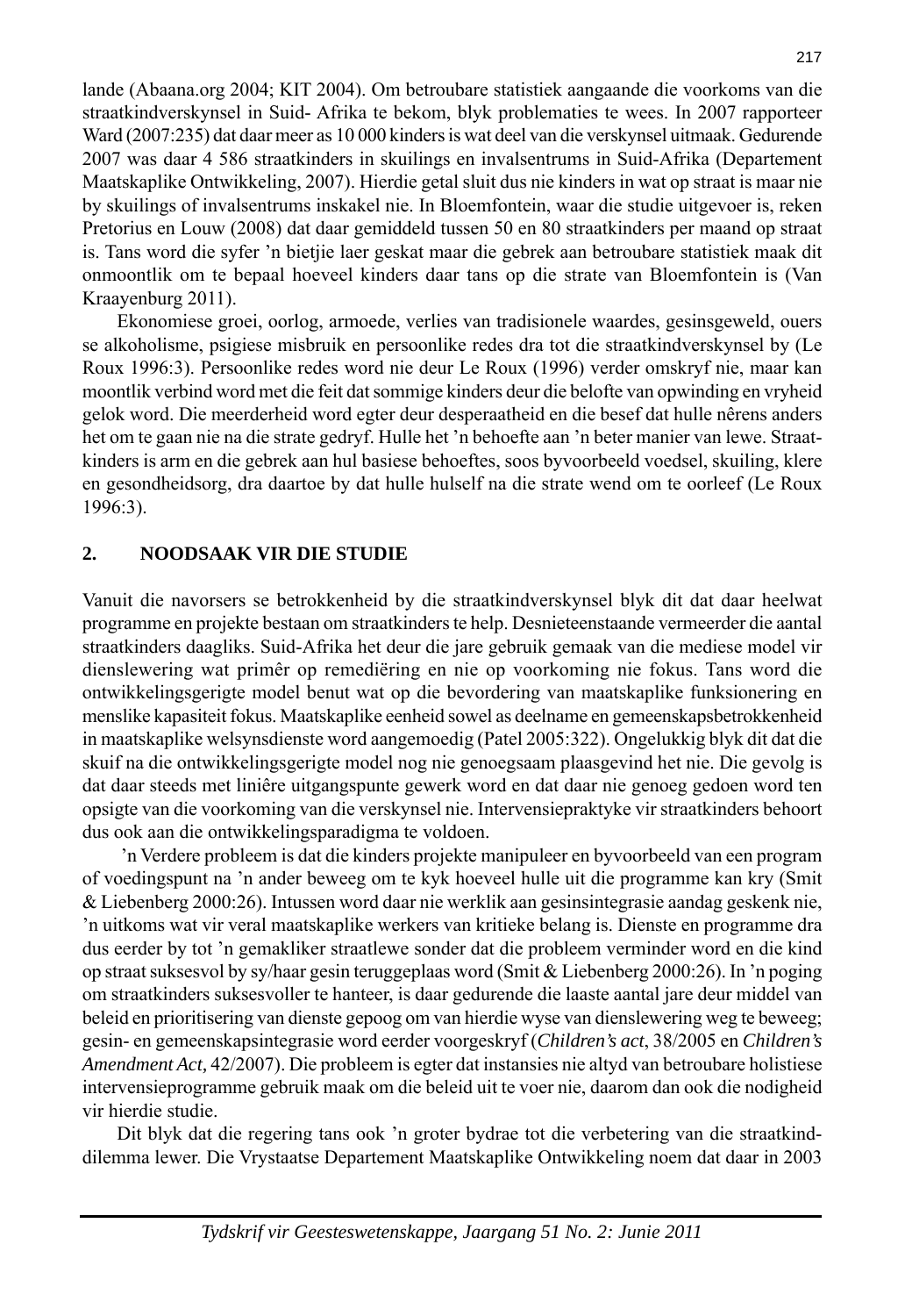lande (Abaana.org 2004; KIT 2004). Om betroubare statistiek aangaande die voorkoms van die straatkindverskynsel in Suid- Afrika te bekom, blyk problematies te wees. In 2007 rapporteer Ward (2007:235) dat daar meer as 10 000 kinders is wat deel van die verskynsel uitmaak. Gedurende 2007 was daar 4 586 straatkinders in skuilings en invalsentrums in Suid-Afrika (Departement Maatskaplike Ontwikkeling, 2007). Hierdie getal sluit dus nie kinders in wat op straat is maar nie by skuilings of invalsentrums inskakel nie. In Bloemfontein, waar die studie uitgevoer is, reken Pretorius en Louw (2008) dat daar gemiddeld tussen 50 en 80 straatkinders per maand op straat is. Tans word die syfer 'n bietjie laer geskat maar die gebrek aan betroubare statistiek maak dit onmoontlik om te bepaal hoeveel kinders daar tans op die strate van Bloemfontein is (Van Kraayenburg 2011).

Ekonomiese groei, oorlog, armoede, verlies van tradisionele waardes, gesinsgeweld, ouers se alkoholisme, psigiese misbruik en persoonlike redes dra tot die straatkindverskynsel by (Le Roux 1996:3). Persoonlike redes word nie deur Le Roux (1996) verder omskryf nie, maar kan moontlik verbind word met die feit dat sommige kinders deur die belofte van opwinding en vryheid gelok word. Die meerderheid word egter deur desperaatheid en die besef dat hulle nêrens anders het om te gaan nie na die strate gedryf. Hulle het 'n behoefte aan 'n beter manier van lewe. Straatkinders is arm en die gebrek aan hul basiese behoeftes, soos byvoorbeeld voedsel, skuiling, klere en gesondheidsorg, dra daartoe by dat hulle hulself na die strate wend om te oorleef (Le Roux 1996:3).

## 2. NOODSAAK VIR DIE STUDIE

Vanuit die navorsers se betrokkenheid by die straatkindverskynsel blyk dit dat daar heelwat programme en projekte bestaan om straatkinders te help. Desnieteenstaande vermeerder die aantal straatkinders daagliks. Suid-Afrika het deur die jare gebruik gemaak van die mediese model vir dienslewering wat primêr op remediëring en nie op voorkoming nie fokus. Tans word die ontwikkelingsgerigte model benut wat op die bevordering van maatskaplike funksionering en menslike kapasiteit fokus. Maatskaplike eenheid sowel as deelname en gemeenskapsbetrokkenheid in maatskaplike welsynsdienste word aangemoedig (Patel 2005:322). Ongelukkig blyk dit dat die skuif na die ontwikkelingsgerigte model nog nie genoegsaam plaasgevind het nie. Die gevolg is dat daar steeds met liniêre uitgangspunte gewerk word en dat daar nie genoeg gedoen word ten opsigte van die voorkoming van die verskynsel nie. Intervensiepraktyke vir straatkinders behoort dus ook aan die ontwikkelingsparadigma te voldoen.

'n Verdere probleem is dat die kinders projekte manipuleer en byvoorbeeld van een program of voedingspunt na 'n ander beweeg om te kyk hoeveel hulle uit die programme kan kry (Smit & Liebenberg 2000:26). Intussen word daar nie werklik aan gesinsintegrasie aandag geskenk nie, 'n uitkoms wat vir veral maatskaplike werkers van kritieke belang is. Dienste en programme dra dus eerder by tot 'n gemakliker straatlewe sonder dat die probleem verminder word en die kind op straat suksesvol by sy/haar gesin teruggeplaas word (Smit & Liebenberg 2000:26). In 'n poging om straatkinders suksesvoller te hanteer, is daar gedurende die laaste aantal jare deur middel van beleid en prioritisering van dienste gepoog om van hierdie wyse van dienslewering weg te beweeg; gesin- en gemeenskapsintegrasie word eerder voorgeskryf (*Children's act*, 38/2005 en *Children's Amendment Act,* 42/2007). Die probleem is egter dat instansies nie altyd van betroubare holistiese intervensieprogramme gebruik maak om die beleid uit te voer nie, daarom dan ook die nodigheid vir hierdie studie.

Dit blyk dat die regering tans ook 'n groter bydrae tot die verbetering van die straatkinddilemma lewer. Die Vrystaatse Departement Maatskaplike Ontwikkeling noem dat daar in 2003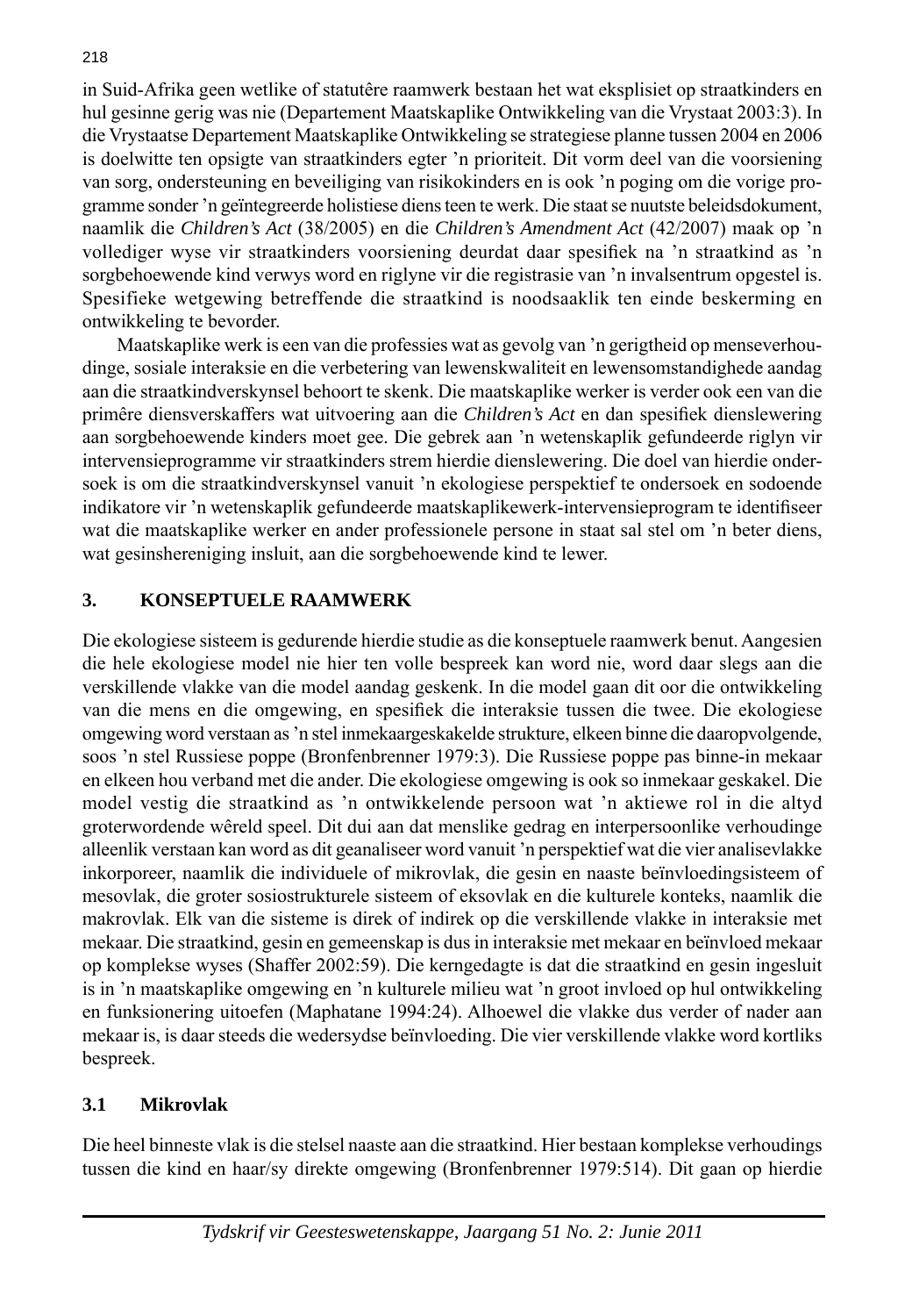in Suid-Afrika geen wetlike of statutêre raamwerk bestaan het wat eksplisiet op straatkinders en hul gesinne gerig was nie (Departement Maatskaplike Ontwikkeling van die Vrystaat 2003:3). In die Vrystaatse Departement Maatskaplike Ontwikkeling se strategiese planne tussen 2004 en 2006 is doelwitte ten opsigte van straatkinders egter 'n prioriteit. Dit vorm deel van die voorsiening van sorg, ondersteuning en beveiliging van risikokinders en is ook 'n poging om die vorige programme sonder 'n geïntegreerde holistiese diens teen te werk. Die staat se nuutste beleidsdokument, naamlik die *Children's Act* (38/2005) en die *Children's Amendment Act* (42/2007) maak op 'n vollediger wyse vir straatkinders voorsiening deurdat daar spesifiek na 'n straatkind as 'n sorgbehoewende kind verwys word en riglyne vir die registrasie van 'n invalsentrum opgestel is. Spesifieke wetgewing betreffende die straatkind is noodsaaklik ten einde beskerming en ontwikkeling te bevorder.

Maatskaplike werk is een van die professies wat as gevolg van 'n gerigtheid op menseverhoudinge, sosiale interaksie en die verbetering van lewenskwaliteit en lewensomstandighede aandag aan die straatkindverskynsel behoort te skenk. Die maatskaplike werker is verder ook een van die primêre diensverskaffers wat uitvoering aan die *Children's Act* en dan spesifiek dienslewering aan sorgbehoewende kinders moet gee. Die gebrek aan 'n wetenskaplik gefundeerde riglyn vir intervensieprogramme vir straatkinders strem hierdie dienslewering. Die doel van hierdie ondersoek is om die straatkindverskynsel vanuit 'n ekologiese perspektief te ondersoek en sodoende indikatore vir 'n wetenskaplik gefundeerde maatskaplikewerk-intervensieprogram te identifiseer wat die maatskaplike werker en ander professionele persone in staat sal stel om 'n beter diens, wat gesinshereniging insluit, aan die sorgbehoewende kind te lewer.

## 3. KONSEPTUELE RAAMWERK

Die ekologiese sisteem is gedurende hierdie studie as die konseptuele raamwerk benut. Aangesien die hele ekologiese model nie hier ten volle bespreek kan word nie, word daar slegs aan die verskillende vlakke van die model aandag geskenk. In die model gaan dit oor die ontwikkeling van die mens en die omgewing, en spesifiek die interaksie tussen die twee. Die ekologiese omgewing word verstaan as 'n stel inmekaargeskakelde strukture, elkeen binne die daaropvolgende, soos 'n stel Russiese poppe (Bronfenbrenner 1979:3). Die Russiese poppe pas binne-in mekaar en elkeen hou verband met die ander. Die ekologiese omgewing is ook so inmekaar geskakel. Die model vestig die straatkind as 'n ontwikkelende persoon wat 'n aktiewe rol in die altyd groterwordende wêreld speel. Dit dui aan dat menslike gedrag en interpersoonlike verhoudinge alleenlik verstaan kan word as dit geanaliseer word vanuit 'n perspektief wat die vier analisevlakke inkorporeer, naamlik die individuele of mikrovlak, die gesin en naaste beïnvloedingsisteem of mesovlak, die groter sosiostrukturele sisteem of eksovlak en die kulturele konteks, naamlik die makrovlak. Elk van die sisteme is direk of indirek op die verskillende vlakke in interaksie met mekaar. Die straatkind, gesin en gemeenskap is dus in interaksie met mekaar en beïnvloed mekaar op komplekse wyses (Shaffer 2002:59). Die kerngedagte is dat die straatkind en gesin ingesluit is in 'n maatskaplike omgewing en 'n kulturele milieu wat 'n groot invloed op hul ontwikkeling en funksionering uitoefen (Maphatane 1994:24). Alhoewel die vlakke dus verder of nader aan mekaar is, is daar steeds die wedersydse beïnvloeding. Die vier verskillende vlakke word kortliks bespreek.

### 3.1 Mikrovlak

Die heel binneste vlak is die stelsel naaste aan die straatkind. Hier bestaan komplekse verhoudings tussen die kind en haar/sy direkte omgewing (Bronfenbrenner 1979:514). Dit gaan op hierdie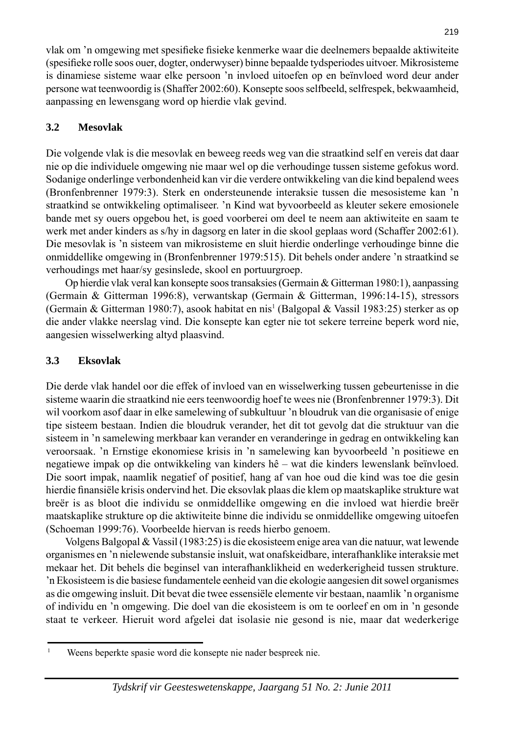vlak om 'n omgewing met spesifieke fisieke kenmerke waar die deelnemers bepaalde aktiwiteite (spesifieke rolle soos ouer, dogter, onderwyser) binne bepaalde tydsperiodes uitvoer. Mikrosisteme is dinamiese sisteme waar elke persoon 'n invloed uitoefen op en beïnvloed word deur ander persone wat teenwoordig is (Shaffer 2002:60). Konsepte soos selfbeeld, selfrespek, bekwaamheid, aanpassing en lewensgang word op hierdie vlak gevind.

### 3.2 Mesovlak

Die volgende vlak is die mesovlak en beweeg reeds weg van die straatkind self en vereis dat daar nie op die individuele omgewing nie maar wel op die verhoudinge tussen sisteme gefokus word. Sodanige onderlinge verbondenheid kan vir die verdere ontwikkeling van die kind bepalend wees (Bronfenbrenner 1979:3). Sterk en ondersteunende interaksie tussen die mesosisteme kan 'n straatkind se ontwikkeling optimaliseer. 'n Kind wat byvoorbeeld as kleuter sekere emosionele bande met sy ouers opgebou het, is goed voorberei om deel te neem aan aktiwiteite en saam te werk met ander kinders as s/hy in dagsorg en later in die skool geplaas word (Schaffer 2002:61). Die mesovlak is 'n sisteem van mikrosisteme en sluit hierdie onderlinge verhoudinge binne die onmiddellike omgewing in (Bronfenbrenner 1979:515). Dit behels onder andere 'n straatkind se verhoudings met haar/sy gesinslede, skool en portuurgroep.

Op hierdie vlak veral kan konsepte soos transaksies (Germain & Gitterman 1980:1), aanpassing (Germain & Gitterman 1996:8), verwantskap (Germain & Gitterman, 1996:14-15), stressors (Germain & Gitterman 1980:7), asook habitat en nis[1] (Balgopal & Vassil 1983:25) sterker as op die ander vlakke neerslag vind. Die konsepte kan egter nie tot sekere terreine beperk word nie, aangesien wisselwerking altyd plaasvind.

### 3.3 Eksovlak

Die derde vlak handel oor die effek of invloed van en wisselwerking tussen gebeurtenisse in die sisteme waarin die straatkind nie eers teenwoordig hoef te wees nie (Bronfenbrenner 1979:3). Dit wil voorkom asof daar in elke samelewing of subkultuur 'n bloudruk van die organisasie of enige tipe sisteem bestaan. Indien die bloudruk verander, het dit tot gevolg dat die struktuur van die sisteem in 'n samelewing merkbaar kan verander en veranderinge in gedrag en ontwikkeling kan veroorsaak. 'n Ernstige ekonomiese krisis in 'n samelewing kan byvoorbeeld 'n positiewe en negatiewe impak op die ontwikkeling van kinders hê – wat die kinders lewenslank beïnvloed. Die soort impak, naamlik negatief of positief, hang af van hoe oud die kind was toe die gesin hierdie finansiële krisis ondervind het. Die eksovlak plaas die klem op maatskaplike strukture wat breër is as bloot die individu se onmiddellike omgewing en die invloed wat hierdie breër maatskaplike strukture op die aktiwiteite binne die individu se onmiddellike omgewing uitoefen (Schoeman 1999:76). Voorbeelde hiervan is reeds hierbo genoem.

Volgens Balgopal & Vassil (1983:25) is die ekosisteem enige area van die natuur, wat lewende organismes en 'n nielewende substansie insluit, wat onafskeidbare, interafhanklike interaksie met mekaar het. Dit behels die beginsel van interafhanklikheid en wederkerigheid tussen strukture. 'n Ekosisteem is die basiese fundamentele eenheid van die ekologie aangesien dit sowel organismes as die omgewing insluit. Dit bevat die twee essensiële elemente vir bestaan, naamlik 'n organisme of individu en 'n omgewing. Die doel van die ekosisteem is om te oorleef en om in 'n gesonde staat te verkeer. Hieruit word afgelei dat isolasie nie gesond is nie, maar dat wederkerige

---

[1] Weens beperkte spasie word die konsepte nie nader bespreek nie.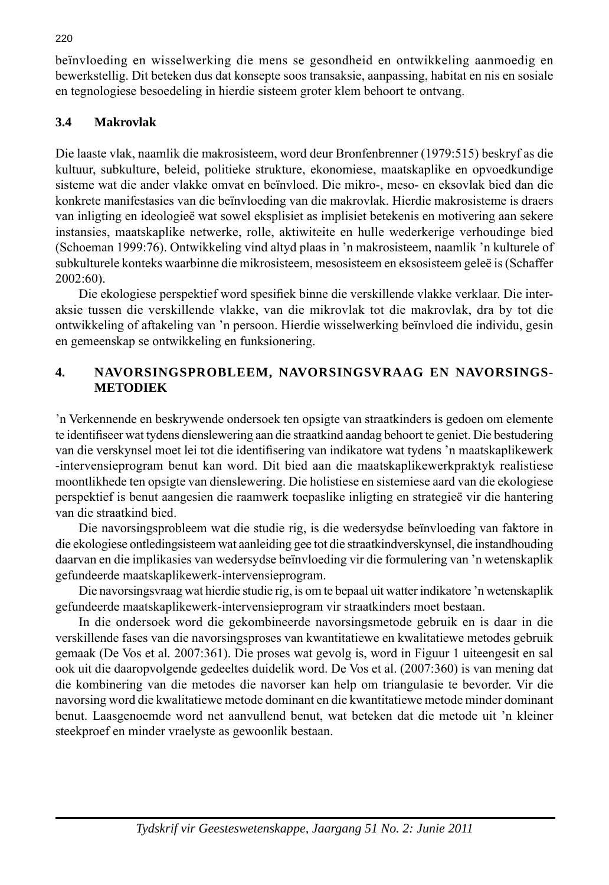beïnvloeding en wisselwerking die mens se gesondheid en ontwikkeling aanmoedig en bewerkstellig. Dit beteken dus dat konsepte soos transaksie, aanpassing, habitat en nis en sosiale en tegnologiese besoedeling in hierdie sisteem groter klem behoort te ontvang.

### 3.4 Makrovlak

Die laaste vlak, naamlik die makrosisteem, word deur Bronfenbrenner (1979:515) beskryf as die kultuur, subkulture, beleid, politieke strukture, ekonomiese, maatskaplike en opvoedkundige sisteme wat die ander vlakke omvat en beïnvloed. Die mikro-, meso- en eksovlak bied dan die konkrete manifestasies van die beïnvloeding van die makrovlak. Hierdie makrosisteme is draers van inligting en ideologieë wat sowel eksplisiet as implisiet betekenis en motivering aan sekere instansies, maatskaplike netwerke, rolle, aktiwiteite en hulle wederkerige verhoudinge bied (Schoeman 1999:76). Ontwikkeling vind altyd plaas in 'n makrosisteem, naamlik 'n kulturele of subkulturele konteks waarbinne die mikrosisteem, mesosisteem en eksosisteem geleë is (Schaffer 2002:60).

Die ekologiese perspektief word spesifiek binne die verskillende vlakke verklaar. Die interaksie tussen die verskillende vlakke, van die mikrovlak tot die makrovlak, dra by tot die ontwikkeling of aftakeling van 'n persoon. Hierdie wisselwerking beïnvloed die individu, gesin en gemeenskap se ontwikkeling en funksionering.

## 4. NAVORSINGSPROBLEEM, NAVORSINGSVRAAG EN NAVORSINGSMETODIEK

'n Verkennende en beskrywende ondersoek ten opsigte van straatkinders is gedoen om elemente te identifiseer wat tydens dienslewering aan die straatkind aandag behoort te geniet. Die bestudering van die verskynsel moet lei tot die identifisering van indikatore wat tydens 'n maatskaplikewerk -intervensieprogram benut kan word. Dit bied aan die maatskaplikewerkpraktyk realistiese moontlikhede ten opsigte van dienslewering. Die holistiese en sistemiese aard van die ekologiese perspektief is benut aangesien die raamwerk toepaslike inligting en strategieë vir die hantering van die straatkind bied.

Die navorsingsprobleem wat die studie rig, is die wedersydse beïnvloeding van faktore in die ekologiese ontledingsisteem wat aanleiding gee tot die straatkindverskynsel, die instandhouding daarvan en die implikasies van wedersydse beïnvloeding vir die formulering van 'n wetenskaplik gefundeerde maatskaplikewerk-intervensieprogram.

Die navorsingsvraag wat hierdie studie rig, is om te bepaal uit watter indikatore 'n wetenskaplik gefundeerde maatskaplikewerk-intervensieprogram vir straatkinders moet bestaan.

In die ondersoek word die gekombineerde navorsingsmetode gebruik en is daar in die verskillende fases van die navorsingsproses van kwantitatiewe en kwalitatiewe metodes gebruik gemaak (De Vos et al. 2007:361). Die proses wat gevolg is, word in Figuur 1 uiteengesit en sal ook uit die daaropvolgende gedeeltes duidelik word. De Vos et al. (2007:360) is van mening dat die kombinering van die metodes die navorser kan help om triangulasie te bevorder. Vir die navorsing word die kwalitatiewe metode dominant en die kwantitatiewe metode minder dominant benut. Laasgenoemde word net aanvullend benut, wat beteken dat die metode uit 'n kleiner steekproef en minder vraelyste as gewoonlik bestaan.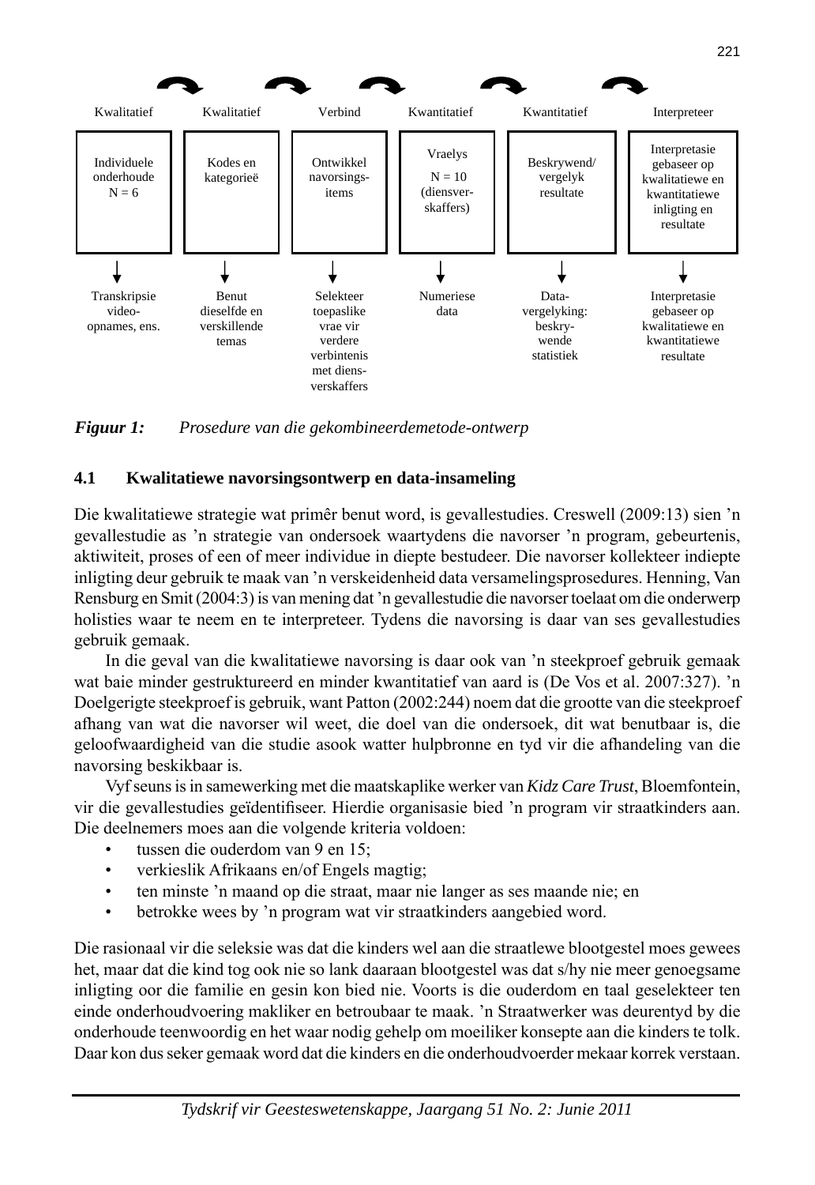| Kwalitatief | Kwalitatief | Verbind | Kwantitatief | Kwantitatief | Interpreteer |
|---|---|---|---|---|---|
| Individuele onderhoude N = 6 | Kodes en kategorieë | Ontwikkel navorsings-items | Vraelys N = 10 (diensver-skaffers) | Beskrywend/ vergelyk resultate | Interpretasie gebaseer op kwalitatiewe en kwantitatiewe inligting en resultate |
| ↓ | ↓ | ↓ | ↓ | ↓ | ↓ |
| Transkripsie video-opnames, ens. | Benut dieselfde en verskillende temas | Selekteer toepaslike vrae vir verdere verbintenis met diens-verskaffers | Numeriese data | Data-vergelyking: beskry-wende statistiek | Interpretasie gebaseer op kwalitatiewe en kwantitatiewe resultate |

***Figuur 1:*** *Prosedure van die gekombineerdemetode-ontwerp*

### 4.1 Kwalitatiewe navorsingsontwerp en data-insameling

Die kwalitatiewe strategie wat primêr benut word, is gevallestudies. Creswell (2009:13) sien 'n gevallestudie as 'n strategie van ondersoek waartydens die navorser 'n program, gebeurtenis, aktiwiteit, proses of een of meer individue in diepte bestudeer. Die navorser kollekteer indiepte inligting deur gebruik te maak van 'n verskeidenheid data versamelingsprosedures. Henning, Van Rensburg en Smit (2004:3) is van mening dat 'n gevallestudie die navorser toelaat om die onderwerp holisties waar te neem en te interpreteer. Tydens die navorsing is daar van ses gevallestudies gebruik gemaak.

In die geval van die kwalitatiewe navorsing is daar ook van 'n steekproef gebruik gemaak wat baie minder gestruktureerd en minder kwantitatief van aard is (De Vos et al. 2007:327). 'n Doelgerigte steekproef is gebruik, want Patton (2002:244) noem dat die grootte van die steekproef afhang van wat die navorser wil weet, die doel van die ondersoek, dit wat benutbaar is, die geloofwaardigheid van die studie asook watter hulpbronne en tyd vir die afhandeling van die navorsing beskikbaar is.

Vyf seuns is in samewerking met die maatskaplike werker van *Kidz Care Trust*, Bloemfontein, vir die gevallestudies geïdentifiseer. Hierdie organisasie bied 'n program vir straatkinders aan. Die deelnemers moes aan die volgende kriteria voldoen:

- tussen die ouderdom van 9 en 15;
- verkieslik Afrikaans en/of Engels magtig;
- ten minste 'n maand op die straat, maar nie langer as ses maande nie; en
- betrokke wees by 'n program wat vir straatkinders aangebied word.

Die rasionaal vir die seleksie was dat die kinders wel aan die straatlewe blootgestel moes gewees het, maar dat die kind tog ook nie so lank daaraan blootgestel was dat s/hy nie meer genoegsame inligting oor die familie en gesin kon bied nie. Voorts is die ouderdom en taal geselekteer ten einde onderhoudvoering makliker en betroubaar te maak. 'n Straatwerker was deurentyd by die onderhoude teenwoordig en het waar nodig gehelp om moeiliker konsepte aan die kinders te tolk. Daar kon dus seker gemaak word dat die kinders en die onderhoudvoerder mekaar korrek verstaan.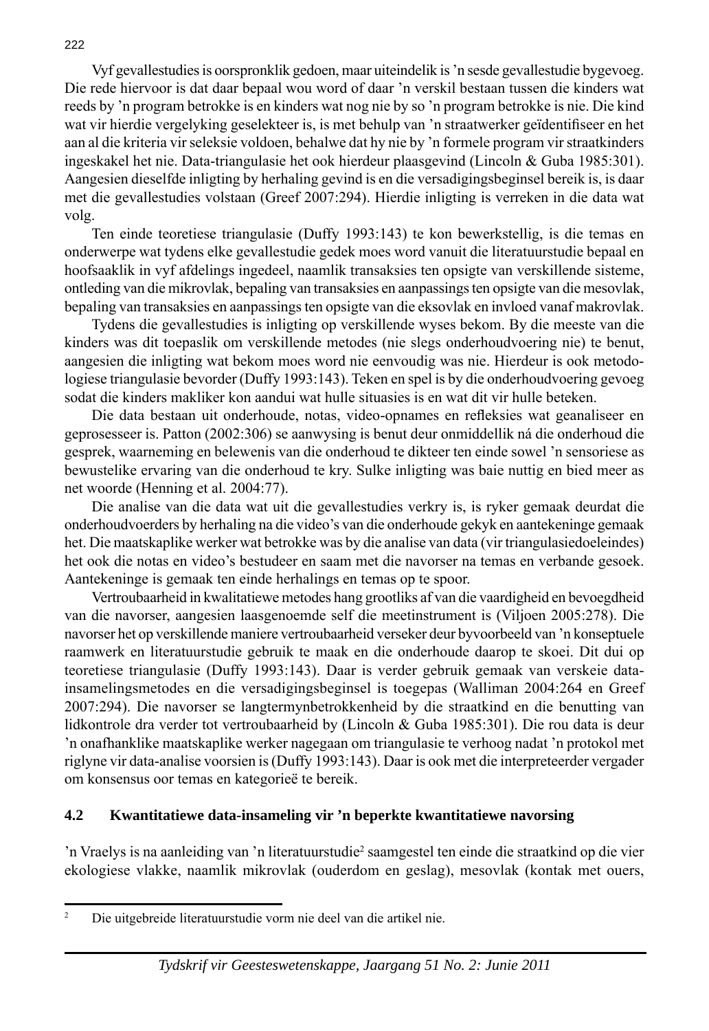Vyf gevallestudies is oorspronklik gedoen, maar uiteindelik is 'n sesde gevallestudie bygevoeg. Die rede hiervoor is dat daar bepaal wou word of daar 'n verskil bestaan tussen die kinders wat reeds by 'n program betrokke is en kinders wat nog nie by so 'n program betrokke is nie. Die kind wat vir hierdie vergelyking geselekteer is, is met behulp van 'n straatwerker geïdentifiseer en het aan al die kriteria vir seleksie voldoen, behalwe dat hy nie by 'n formele program vir straatkinders ingeskakel het nie. Data-triangulasie het ook hierdeur plaasgevind (Lincoln & Guba 1985:301). Aangesien dieselfde inligting by herhaling gevind is en die versadigingsbeginsel bereik is, is daar met die gevallestudies volstaan (Greef 2007:294). Hierdie inligting is verreken in die data wat volg.

Ten einde teoretiese triangulasie (Duffy 1993:143) te kon bewerkstellig, is die temas en onderwerpe wat tydens elke gevallestudie gedek moes word vanuit die literatuurstudie bepaal en hoofsaaklik in vyf afdelings ingedeel, naamlik transaksies ten opsigte van verskillende sisteme, ontleding van die mikrovlak, bepaling van transaksies en aanpassings ten opsigte van die mesovlak, bepaling van transaksies en aanpassings ten opsigte van die eksovlak en invloed vanaf makrovlak.

Tydens die gevallestudies is inligting op verskillende wyses bekom. By die meeste van die kinders was dit toepaslik om verskillende metodes (nie slegs onderhoudvoering nie) te benut, aangesien die inligting wat bekom moes word nie eenvoudig was nie. Hierdeur is ook metodologiese triangulasie bevorder (Duffy 1993:143). Teken en spel is by die onderhoudvoering gevoeg sodat die kinders makliker kon aandui wat hulle situasies is en wat dit vir hulle beteken.

Die data bestaan uit onderhoude, notas, video-opnames en refleksies wat geanaliseer en geprosesseer is. Patton (2002:306) se aanwysing is benut deur onmiddellik ná die onderhoud die gesprek, waarneming en belewenis van die onderhoud te dikteer ten einde sowel 'n sensoriese as bewustelike ervaring van die onderhoud te kry. Sulke inligting was baie nuttig en bied meer as net woorde (Henning et al. 2004:77).

Die analise van die data wat uit die gevallestudies verkry is, is ryker gemaak deurdat die onderhoudvoerders by herhaling na die video's van die onderhoude gekyk en aantekeninge gemaak het. Die maatskaplike werker wat betrokke was by die analise van data (vir triangulasiedoeleindes) het ook die notas en video's bestudeer en saam met die navorser na temas en verbande gesoek. Aantekeninge is gemaak ten einde herhalings en temas op te spoor.

Vertroubaarheid in kwalitatiewe metodes hang grootliks af van die vaardigheid en bevoegdheid van die navorser, aangesien laasgenoemde self die meetinstrument is (Viljoen 2005:278). Die navorser het op verskillende maniere vertroubaarheid verseker deur byvoorbeeld van 'n konseptuele raamwerk en literatuurstudie gebruik te maak en die onderhoude daarop te skoei. Dit dui op teoretiese triangulasie (Duffy 1993:143). Daar is verder gebruik gemaak van verskeie data-insamelingsmetodes en die versadigingsbeginsel is toegepas (Walliman 2004:264 en Greef 2007:294). Die navorser se langtermynbetrokkenheid by die straatkind en die benutting van lidkontrole dra verder tot vertroubaarheid by (Lincoln & Guba 1985:301). Die rou data is deur 'n onafhanklike maatskaplike werker nagegaan om triangulasie te verhoog nadat 'n protokol met riglyne vir data-analise voorsien is (Duffy 1993:143). Daar is ook met die interpreteerder vergader om konsensus oor temas en kategorieë te bereik.

### 4.2 Kwantitatiewe data-insameling vir 'n beperkte kwantitatiewe navorsing

'n Vraelys is na aanleiding van 'n literatuurstudie[2] saamgestel ten einde die straatkind op die vier ekologiese vlakke, naamlik mikrovlak (ouderdom en geslag), mesovlak (kontak met ouers,

---

[2] Die uitgebreide literatuurstudie vorm nie deel van die artikel nie.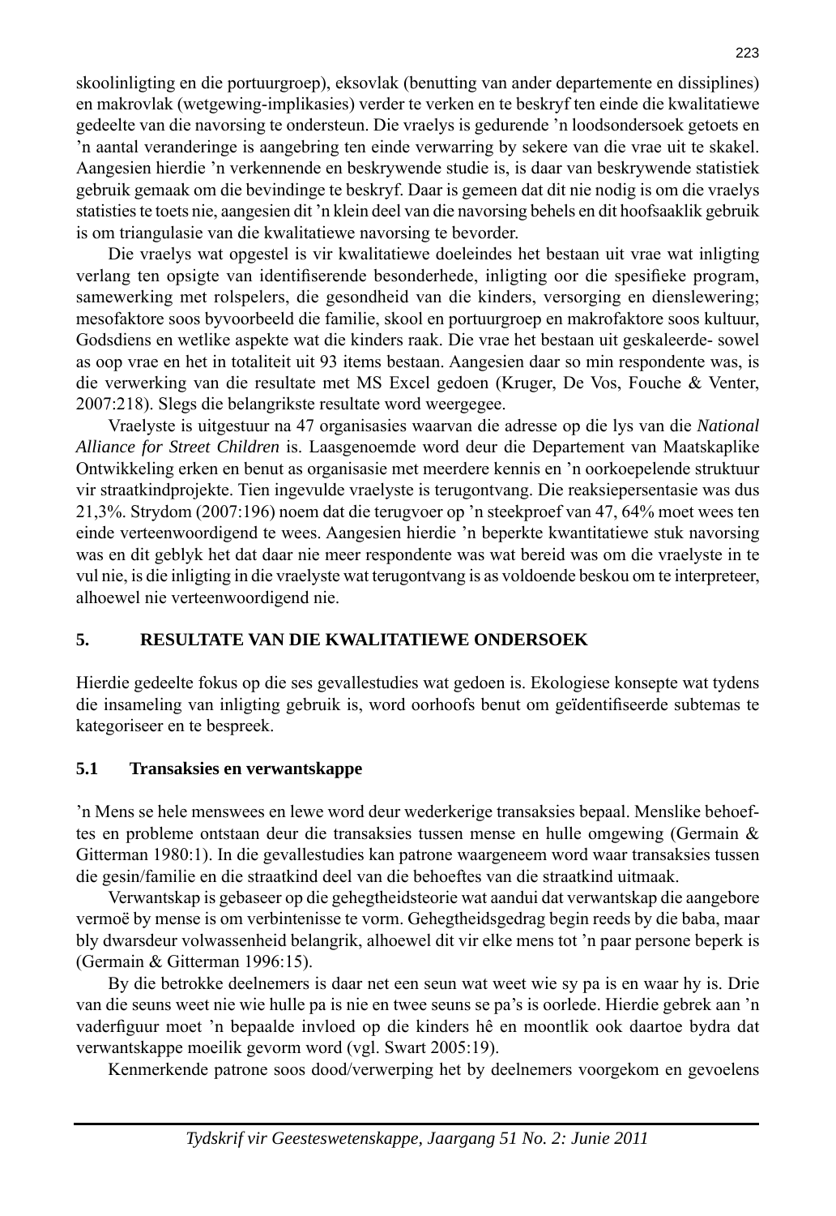skoolinligting en die portuurgroep), eksovlak (benutting van ander departemente en dissiplines) en makrovlak (wetgewing-implikasies) verder te verken en te beskryf ten einde die kwalitatiewe gedeelte van die navorsing te ondersteun. Die vraelys is gedurende 'n loodsondersoek getoets en 'n aantal veranderinge is aangebring ten einde verwarring by sekere van die vrae uit te skakel. Aangesien hierdie 'n verkennende en beskrywende studie is, is daar van beskrywende statistiek gebruik gemaak om die bevindinge te beskryf. Daar is gemeen dat dit nie nodig is om die vraelys statisties te toets nie, aangesien dit 'n klein deel van die navorsing behels en dit hoofsaaklik gebruik is om triangulasie van die kwalitatiewe navorsing te bevorder.

Die vraelys wat opgestel is vir kwalitatiewe doeleindes het bestaan uit vrae wat inligting verlang ten opsigte van identifiserende besonderhede, inligting oor die spesifieke program, samewerking met rolspelers, die gesondheid van die kinders, versorging en dienslewering; mesofaktore soos byvoorbeeld die familie, skool en portuurgroep en makrofaktore soos kultuur, Godsdiens en wetlike aspekte wat die kinders raak. Die vrae het bestaan uit geskaleerde- sowel as oop vrae en het in totaliteit uit 93 items bestaan. Aangesien daar so min respondente was, is die verwerking van die resultate met MS Excel gedoen (Kruger, De Vos, Fouche & Venter, 2007:218). Slegs die belangrikste resultate word weergegee.

Vraelyste is uitgestuur na 47 organisasies waarvan die adresse op die lys van die *National Alliance for Street Children* is. Laasgenoemde word deur die Departement van Maatskaplike Ontwikkeling erken en benut as organisasie met meerdere kennis en 'n oorkoepelende struktuur vir straatkindprojekte. Tien ingevulde vraelyste is terugontvang. Die reaksiepersentasie was dus 21,3%. Strydom (2007:196) noem dat die terugvoer op 'n steekproef van 47, 64% moet wees ten einde verteenwoordigend te wees. Aangesien hierdie 'n beperkte kwantitatiewe stuk navorsing was en dit geblyk het dat daar nie meer respondente was wat bereid was om die vraelyste in te vul nie, is die inligting in die vraelyste wat terugontvang is as voldoende beskou om te interpreteer, alhoewel nie verteenwoordigend nie.

## 5. RESULTATE VAN DIE KWALITATIEWE ONDERSOEK

Hierdie gedeelte fokus op die ses gevallestudies wat gedoen is. Ekologiese konsepte wat tydens die insameling van inligting gebruik is, word oorhoofs benut om geïdentifiseerde subtemas te kategoriseer en te bespreek.

### 5.1 Transaksies en verwantskappe

'n Mens se hele menswees en lewe word deur wederkerige transaksies bepaal. Menslike behoeftes en probleme ontstaan deur die transaksies tussen mense en hulle omgewing (Germain & Gitterman 1980:1). In die gevallestudies kan patrone waargeneem word waar transaksies tussen die gesin/familie en die straatkind deel van die behoeftes van die straatkind uitmaak.

Verwantskap is gebaseer op die gehegtheidsteorie wat aandui dat verwantskap die aangebore vermoë by mense is om verbintenisse te vorm. Gehegtheidsgedrag begin reeds by die baba, maar bly dwarsdeur volwassenheid belangrik, alhoewel dit vir elke mens tot 'n paar persone beperk is (Germain & Gitterman 1996:15).

By die betrokke deelnemers is daar net een seun wat weet wie sy pa is en waar hy is. Drie van die seuns weet nie wie hulle pa is nie en twee seuns se pa's is oorlede. Hierdie gebrek aan 'n vaderfiguur moet 'n bepaalde invloed op die kinders hê en moontlik ook daartoe bydra dat verwantskappe moeilik gevorm word (vgl. Swart 2005:19).

Kenmerkende patrone soos dood/verwerping het by deelnemers voorgekom en gevoelens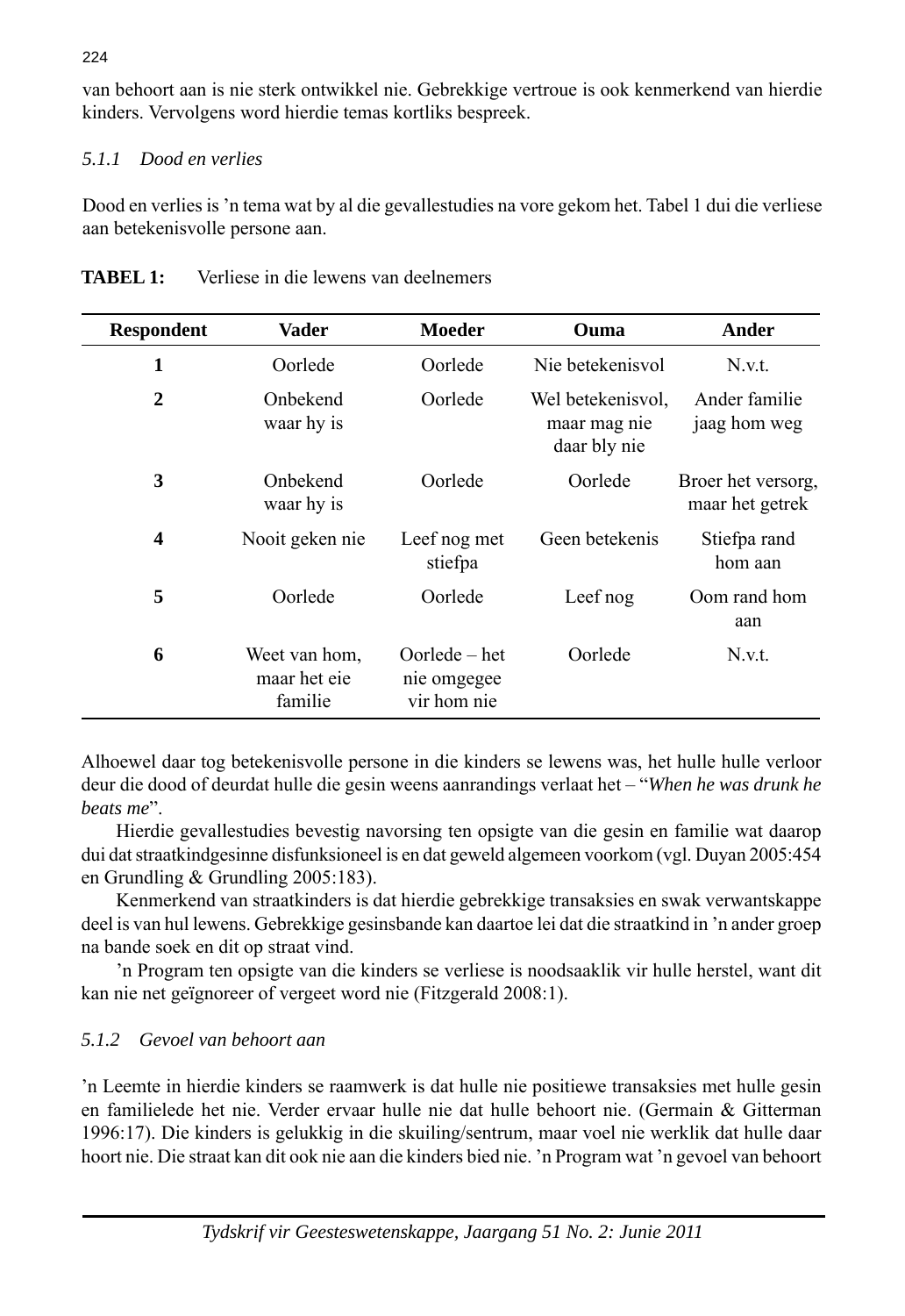van behoort aan is nie sterk ontwikkel nie. Gebrekkige vertroue is ook kenmerkend van hierdie kinders. Vervolgens word hierdie temas kortliks bespreek.

### *5.1.1 Dood en verlies*

Dood en verlies is 'n tema wat by al die gevallestudies na vore gekom het. Tabel 1 dui die verliese aan betekenisvolle persone aan.

**TABEL 1:** Verliese in die lewens van deelnemers

| Respondent | Vader | Moeder | Ouma | Ander |
|---|---|---|---|---|
| **1** | Oorlede | Oorlede | Nie betekenisvol | N.v.t. |
| **2** | Onbekend waar hy is | Oorlede | Wel betekenisvol, maar mag nie daar bly nie | Ander familie jaag hom weg |
| **3** | Onbekend waar hy is | Oorlede | Oorlede | Broer het versorg, maar het getrek |
| **4** | Nooit geken nie | Leef nog met stiefpa | Geen betekenis | Stiefpa rand hom aan |
| **5** | Oorlede | Oorlede | Leef nog | Oom rand hom aan |
| **6** | Weet van hom, maar het eie familie | Oorlede – het nie omgegee vir hom nie | Oorlede | N.v.t. |

Alhoewel daar tog betekenisvolle persone in die kinders se lewens was, het hulle hulle verloor deur die dood of deurdat hulle die gesin weens aanrandings verlaat het – "*When he was drunk he beats me*".

Hierdie gevallestudies bevestig navorsing ten opsigte van die gesin en familie wat daarop dui dat straatkindgesinne disfunksioneel is en dat geweld algemeen voorkom (vgl. Duyan 2005:454 en Grundling & Grundling 2005:183).

Kenmerkend van straatkinders is dat hierdie gebrekkige transaksies en swak verwantskappe deel is van hul lewens. Gebrekkige gesinsbande kan daartoe lei dat die straatkind in 'n ander groep na bande soek en dit op straat vind.

'n Program ten opsigte van die kinders se verliese is noodsaaklik vir hulle herstel, want dit kan nie net geïgnoreer of vergeet word nie (Fitzgerald 2008:1).

### *5.1.2 Gevoel van behoort aan*

'n Leemte in hierdie kinders se raamwerk is dat hulle nie positiewe transaksies met hulle gesin en familielede het nie. Verder ervaar hulle nie dat hulle behoort nie. (Germain & Gitterman 1996:17). Die kinders is gelukkig in die skuiling/sentrum, maar voel nie werklik dat hulle daar hoort nie. Die straat kan dit ook nie aan die kinders bied nie. 'n Program wat 'n gevoel van behoort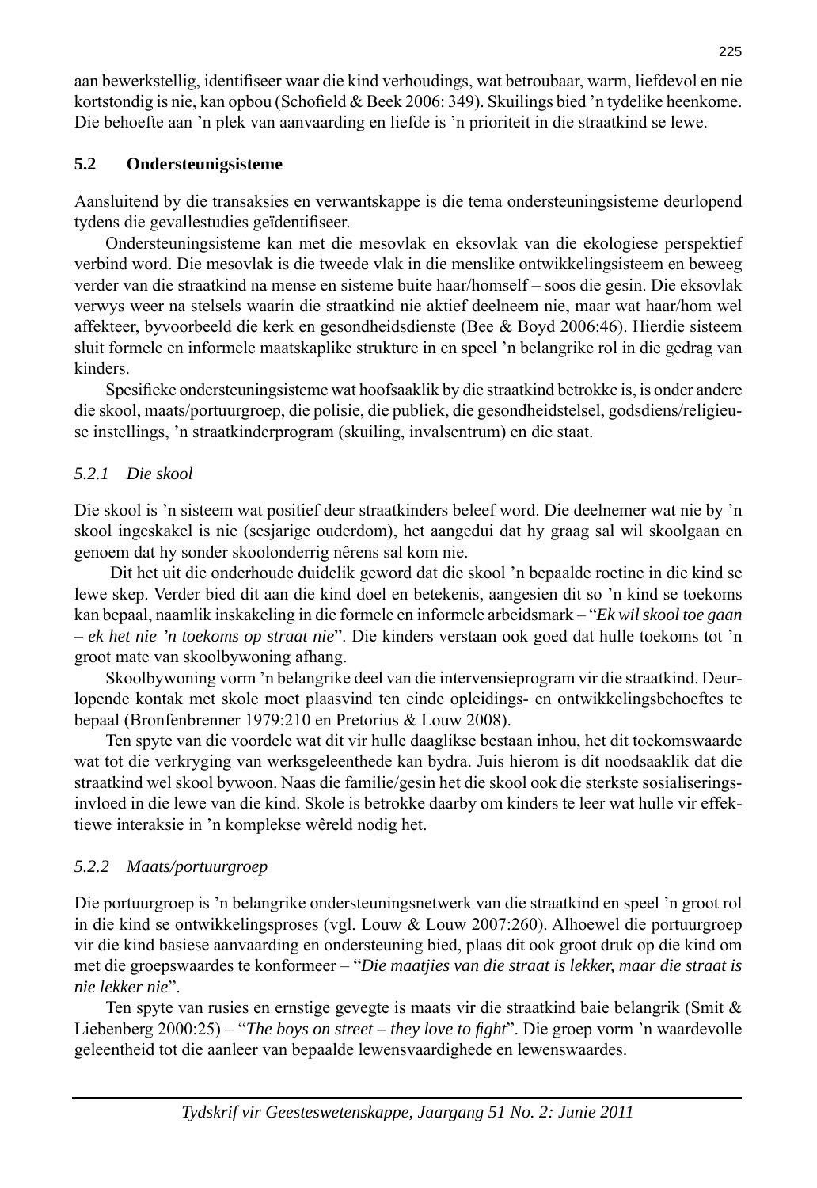aan bewerkstellig, identifiseer waar die kind verhoudings, wat betroubaar, warm, liefdevol en nie kortstondig is nie, kan opbou (Schofield & Beek 2006: 349). Skuilings bied 'n tydelike heenkome. Die behoefte aan 'n plek van aanvaarding en liefde is 'n prioriteit in die straatkind se lewe.

## 5.2 Ondersteunigsisteme

Aansluitend by die transaksies en verwantskappe is die tema ondersteuningsisteme deurlopend tydens die gevallestudies geïdentifiseer.

Ondersteuningsisteme kan met die mesovlak en eksovlak van die ekologiese perspektief verbind word. Die mesovlak is die tweede vlak in die menslike ontwikkelingsisteem en beweeg verder van die straatkind na mense en sisteme buite haar/homself – soos die gesin. Die eksovlak verwys weer na stelsels waarin die straatkind nie aktief deelneem nie, maar wat haar/hom wel affekteer, byvoorbeeld die kerk en gesondheidsdienste (Bee & Boyd 2006:46). Hierdie sisteem sluit formele en informele maatskaplike strukture in en speel 'n belangrike rol in die gedrag van kinders.

Spesifieke ondersteuningsisteme wat hoofsaaklik by die straatkind betrokke is, is onder andere die skool, maats/portuurgroep, die polisie, die publiek, die gesondheidstelsel, godsdiens/religieuse instellings, 'n straatkinderprogram (skuiling, invalsentrum) en die staat.

### *5.2.1 Die skool*

Die skool is 'n sisteem wat positief deur straatkinders beleef word. Die deelnemer wat nie by 'n skool ingeskakel is nie (sesjarige ouderdom), het aangedui dat hy graag sal wil skoolgaan en genoem dat hy sonder skoolonderrig nêrens sal kom nie.

Dit het uit die onderhoude duidelik geword dat die skool 'n bepaalde roetine in die kind se lewe skep. Verder bied dit aan die kind doel en betekenis, aangesien dit so 'n kind se toekoms kan bepaal, naamlik inskakeling in die formele en informele arbeidsmark – "*Ek wil skool toe gaan – ek het nie 'n toekoms op straat nie*". Die kinders verstaan ook goed dat hulle toekoms tot 'n groot mate van skoolbywoning afhang.

Skoolbywoning vorm 'n belangrike deel van die intervensieprogram vir die straatkind. Deurlopende kontak met skole moet plaasvind ten einde opleidings- en ontwikkelingsbehoeftes te bepaal (Bronfenbrenner 1979:210 en Pretorius & Louw 2008).

Ten spyte van die voordele wat dit vir hulle daaglikse bestaan inhou, het dit toekomswaarde wat tot die verkryging van werksgeleenthede kan bydra. Juis hierom is dit noodsaaklik dat die straatkind wel skool bywoon. Naas die familie/gesin het die skool ook die sterkste sosialiseringsinvloed in die lewe van die kind. Skole is betrokke daarby om kinders te leer wat hulle vir effektiewe interaksie in 'n komplekse wêreld nodig het.

### *5.2.2 Maats/portuurgroep*

Die portuurgroep is 'n belangrike ondersteuningsnetwerk van die straatkind en speel 'n groot rol in die kind se ontwikkelingsproses (vgl. Louw & Louw 2007:260). Alhoewel die portuurgroep vir die kind basiese aanvaarding en ondersteuning bied, plaas dit ook groot druk op die kind om met die groepswaardes te konformeer – "*Die maatjies van die straat is lekker, maar die straat is nie lekker nie*".

Ten spyte van rusies en ernstige gevegte is maats vir die straatkind baie belangrik (Smit & Liebenberg 2000:25) – "*The boys on street – they love to fight*". Die groep vorm 'n waardevolle geleentheid tot die aanleer van bepaalde lewensvaardighede en lewenswaardes.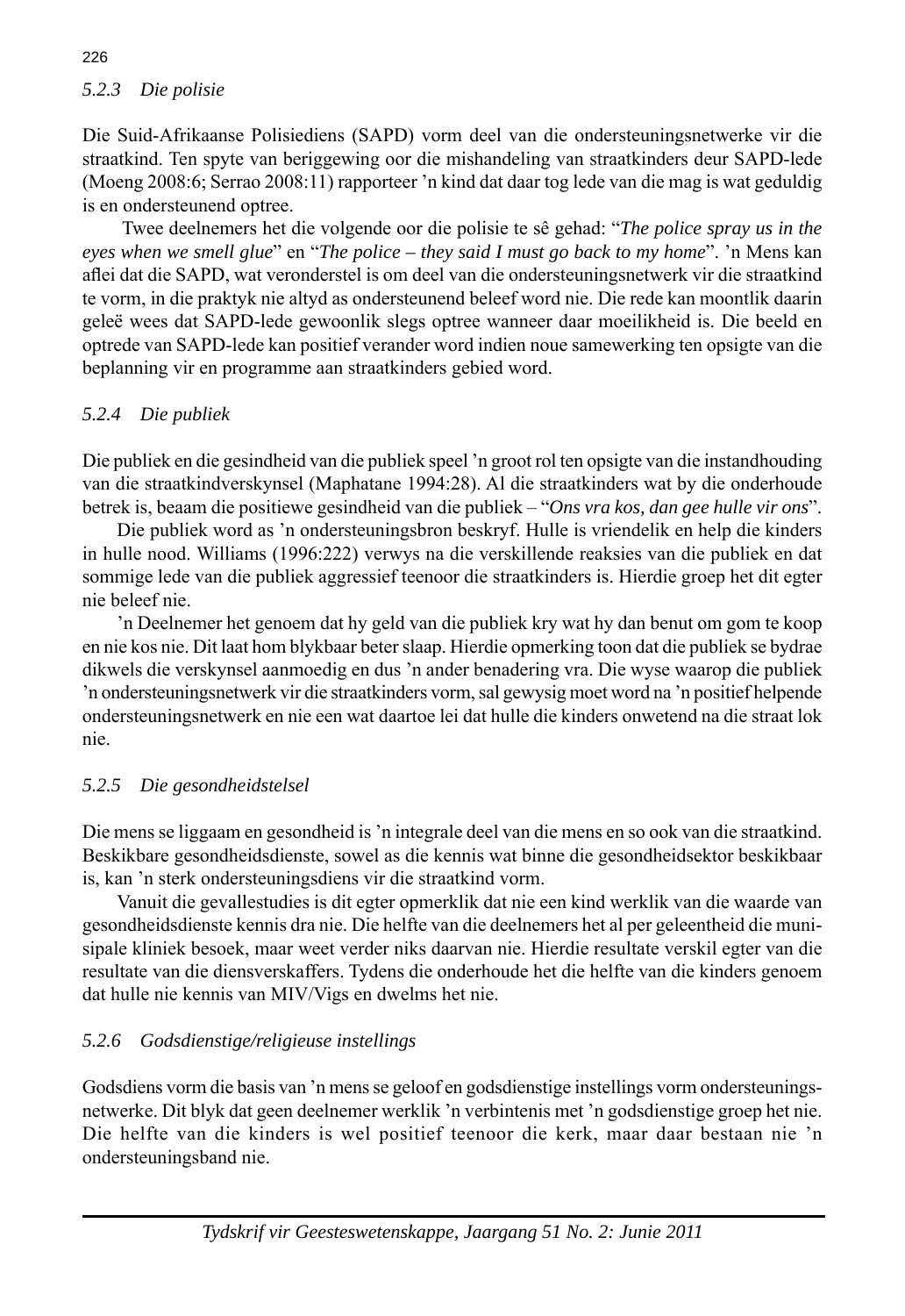#### *5.2.3 Die polisie*

Die Suid-Afrikaanse Polisiediens (SAPD) vorm deel van die ondersteuningsnetwerke vir die straatkind. Ten spyte van beriggewing oor die mishandeling van straatkinders deur SAPD-lede (Moeng 2008:6; Serrao 2008:11) rapporteer 'n kind dat daar tog lede van die mag is wat geduldig is en ondersteunend optree.

Twee deelnemers het die volgende oor die polisie te sê gehad: "*The police spray us in the eyes when we smell glue*" en "*The police – they said I must go back to my home*". 'n Mens kan aflei dat die SAPD, wat veronderstel is om deel van die ondersteuningsnetwerk vir die straatkind te vorm, in die praktyk nie altyd as ondersteunend beleef word nie. Die rede kan moontlik daarin geleë wees dat SAPD-lede gewoonlik slegs optree wanneer daar moeilikheid is. Die beeld en optrede van SAPD-lede kan positief verander word indien noue samewerking ten opsigte van die beplanning vir en programme aan straatkinders gebied word.

#### *5.2.4 Die publiek*

Die publiek en die gesindheid van die publiek speel 'n groot rol ten opsigte van die instandhouding van die straatkindverskynsel (Maphatane 1994:28). Al die straatkinders wat by die onderhoude betrek is, beaam die positiewe gesindheid van die publiek – "*Ons vra kos, dan gee hulle vir ons*".

Die publiek word as 'n ondersteuningsbron beskryf. Hulle is vriendelik en help die kinders in hulle nood. Williams (1996:222) verwys na die verskillende reaksies van die publiek en dat sommige lede van die publiek aggressief teenoor die straatkinders is. Hierdie groep het dit egter nie beleef nie.

'n Deelnemer het genoem dat hy geld van die publiek kry wat hy dan benut om gom te koop en nie kos nie. Dit laat hom blykbaar beter slaap. Hierdie opmerking toon dat die publiek se bydrae dikwels die verskynsel aanmoedig en dus 'n ander benadering vra. Die wyse waarop die publiek 'n ondersteuningsnetwerk vir die straatkinders vorm, sal gewysig moet word na 'n positief helpende ondersteuningsnetwerk en nie een wat daartoe lei dat hulle die kinders onwetend na die straat lok nie.

#### *5.2.5 Die gesondheidstelsel*

Die mens se liggaam en gesondheid is 'n integrale deel van die mens en so ook van die straatkind. Beskikbare gesondheidsdienste, sowel as die kennis wat binne die gesondheidsektor beskikbaar is, kan 'n sterk ondersteuningsdiens vir die straatkind vorm.

Vanuit die gevallestudies is dit egter opmerklik dat nie een kind werklik van die waarde van gesondheidsdienste kennis dra nie. Die helfte van die deelnemers het al per geleentheid die munisipale kliniek besoek, maar weet verder niks daarvan nie. Hierdie resultate verskil egter van die resultate van die diensverskaffers. Tydens die onderhoude het die helfte van die kinders genoem dat hulle nie kennis van MIV/Vigs en dwelms het nie.

#### *5.2.6 Godsdienstige/religieuse instellings*

Godsdiens vorm die basis van 'n mens se geloof en godsdienstige instellings vorm ondersteuningsnetwerke. Dit blyk dat geen deelnemer werklik 'n verbintenis met 'n godsdienstige groep het nie. Die helfte van die kinders is wel positief teenoor die kerk, maar daar bestaan nie 'n ondersteuningsband nie.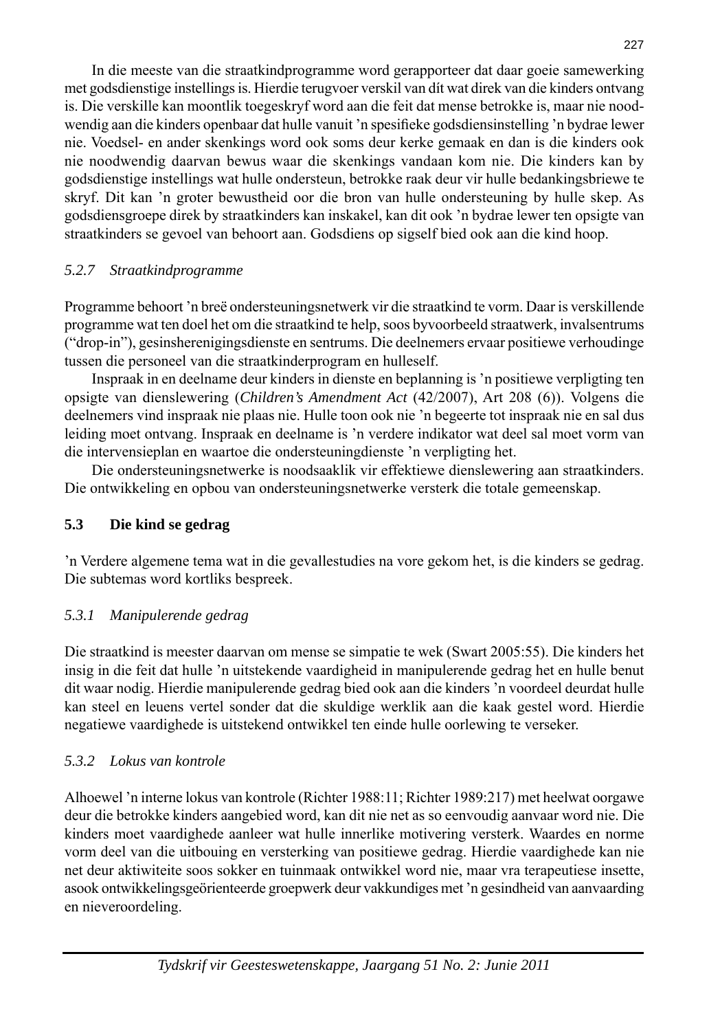In die meeste van die straatkindprogramme word gerapporteer dat daar goeie samewerking met godsdienstige instellings is. Hierdie terugvoer verskil van dít wat direk van die kinders ontvang is. Die verskille kan moontlik toegeskryf word aan die feit dat mense betrokke is, maar nie noodwendig aan die kinders openbaar dat hulle vanuit 'n spesifieke godsdiensinstelling 'n bydrae lewer nie. Voedsel- en ander skenkings word ook soms deur kerke gemaak en dan is die kinders ook nie noodwendig daarvan bewus waar die skenkings vandaan kom nie. Die kinders kan by godsdienstige instellings wat hulle ondersteun, betrokke raak deur vir hulle bedankingsbriewe te skryf. Dit kan 'n groter bewustheid oor die bron van hulle ondersteuning by hulle skep. As godsdiensgroepe direk by straatkinders kan inskakel, kan dit ook 'n bydrae lewer ten opsigte van straatkinders se gevoel van behoort aan. Godsdiens op sigself bied ook aan die kind hoop.

### *5.2.7 Straatkindprogramme*

Programme behoort 'n breë ondersteuningsnetwerk vir die straatkind te vorm. Daar is verskillende programme wat ten doel het om die straatkind te help, soos byvoorbeeld straatwerk, invalsentrums ("drop-in"), gesinsherenigingsdienste en sentrums. Die deelnemers ervaar positiewe verhoudinge tussen die personeel van die straatkinderprogram en hulleself.

Inspraak in en deelname deur kinders in dienste en beplanning is 'n positiewe verpligting ten opsigte van dienslewering (*Children's Amendment Act* (42/2007), Art 208 (6)). Volgens die deelnemers vind inspraak nie plaas nie. Hulle toon ook nie 'n begeerte tot inspraak nie en sal dus leiding moet ontvang. Inspraak en deelname is 'n verdere indikator wat deel sal moet vorm van die intervensieplan en waartoe die ondersteuningdienste 'n verpligting het.

Die ondersteuningsnetwerke is noodsaaklik vir effektiewe dienslewering aan straatkinders. Die ontwikkeling en opbou van ondersteuningsnetwerke versterk die totale gemeenskap.

## **5.3 Die kind se gedrag**

'n Verdere algemene tema wat in die gevallestudies na vore gekom het, is die kinders se gedrag. Die subtemas word kortliks bespreek.

### *5.3.1 Manipulerende gedrag*

Die straatkind is meester daarvan om mense se simpatie te wek (Swart 2005:55). Die kinders het insig in die feit dat hulle 'n uitstekende vaardigheid in manipulerende gedrag het en hulle benut dit waar nodig. Hierdie manipulerende gedrag bied ook aan die kinders 'n voordeel deurdat hulle kan steel en leuens vertel sonder dat die skuldige werklik aan die kaak gestel word. Hierdie negatiewe vaardighede is uitstekend ontwikkel ten einde hulle oorlewing te verseker.

### *5.3.2 Lokus van kontrole*

Alhoewel 'n interne lokus van kontrole (Richter 1988:11; Richter 1989:217) met heelwat oorgawe deur die betrokke kinders aangebied word, kan dit nie net as so eenvoudig aanvaar word nie. Die kinders moet vaardighede aanleer wat hulle innerlike motivering versterk. Waardes en norme vorm deel van die uitbouing en versterking van positiewe gedrag. Hierdie vaardighede kan nie net deur aktiwiteite soos sokker en tuinmaak ontwikkel word nie, maar vra terapeutiese insette, asook ontwikkelingsgeörienteerde groepwerk deur vakkundiges met 'n gesindheid van aanvaarding en nieveroordeling.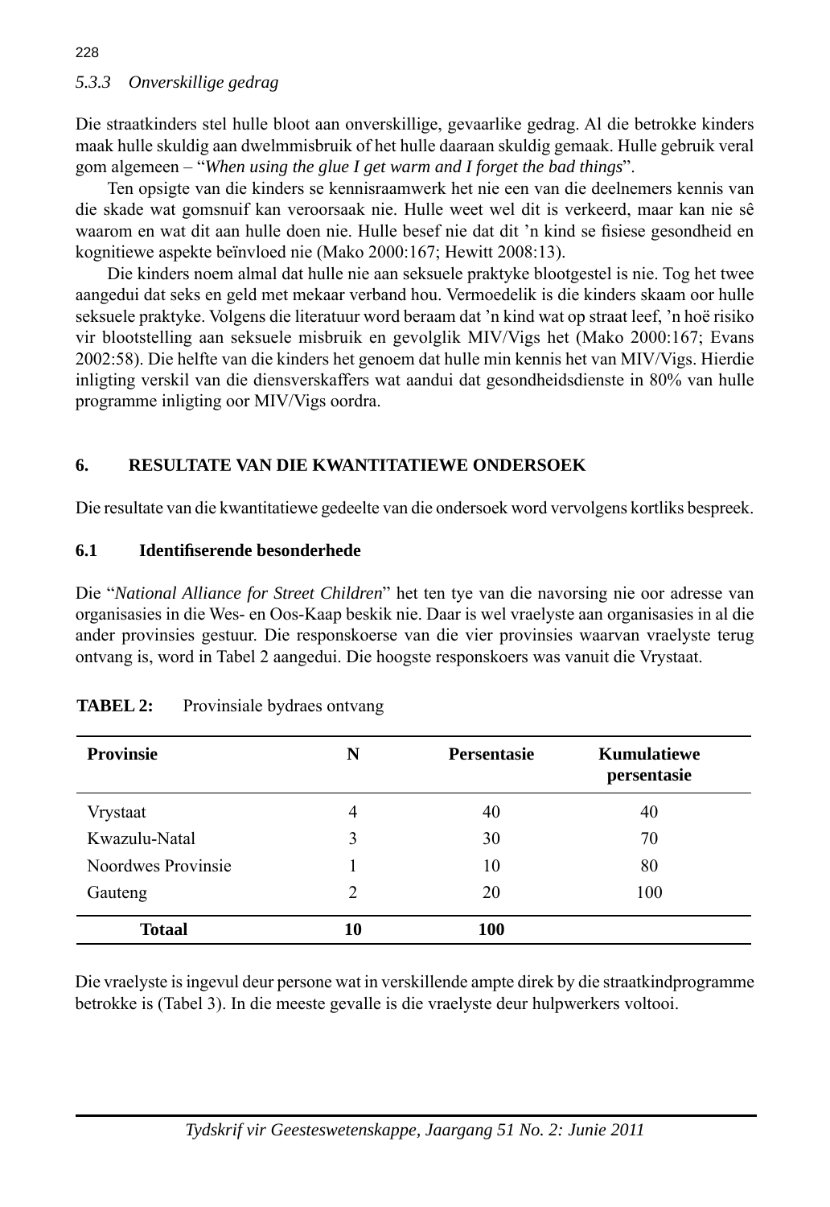### 5.3.3 *Onverskillige gedrag*

Die straatkinders stel hulle bloot aan onverskillige, gevaarlike gedrag. Al die betrokke kinders maak hulle skuldig aan dwelmmisbruik of het hulle daaraan skuldig gemaak. Hulle gebruik veral gom algemeen – "*When using the glue I get warm and I forget the bad things*".

Ten opsigte van die kinders se kennisraamwerk het nie een van die deelnemers kennis van die skade wat gomsnuif kan veroorsaak nie. Hulle weet wel dit is verkeerd, maar kan nie sê waarom en wat dit aan hulle doen nie. Hulle besef nie dat dit 'n kind se fisiese gesondheid en kognitiewe aspekte beïnvloed nie (Mako 2000:167; Hewitt 2008:13).

Die kinders noem almal dat hulle nie aan seksuele praktyke blootgestel is nie. Tog het twee aangedui dat seks en geld met mekaar verband hou. Vermoedelik is die kinders skaam oor hulle seksuele praktyke. Volgens die literatuur word beraam dat 'n kind wat op straat leef, 'n hoë risiko vir blootstelling aan seksuele misbruik en gevolglik MIV/Vigs het (Mako 2000:167; Evans 2002:58). Die helfte van die kinders het genoem dat hulle min kennis het van MIV/Vigs. Hierdie inligting verskil van die diensverskaffers wat aandui dat gesondheidsdienste in 80% van hulle programme inligting oor MIV/Vigs oordra.

## 6. RESULTATE VAN DIE KWANTITATIEWE ONDERSOEK

Die resultate van die kwantitatiewe gedeelte van die ondersoek word vervolgens kortliks bespreek.

### 6.1 Identifiserende besonderhede

Die "*National Alliance for Street Children*" het ten tye van die navorsing nie oor adresse van organisasies in die Wes- en Oos-Kaap beskik nie. Daar is wel vraelyste aan organisasies in al die ander provinsies gestuur. Die responskoerse van die vier provinsies waarvan vraelyste terug ontvang is, word in Tabel 2 aangedui. Die hoogste responskoers was vanuit die Vrystaat.

**TABEL 2:** Provinsiale bydraes ontvang

| Provinsie | N | Persentasie | Kumulatiewe persentasie |
|---|---|---|---|
| Vrystaat | 4 | 40 | 40 |
| Kwazulu-Natal | 3 | 30 | 70 |
| Noordwes Provinsie | 1 | 10 | 80 |
| Gauteng | 2 | 20 | 100 |
| **Totaal** | **10** | **100** | |

Die vraelyste is ingevul deur persone wat in verskillende ampte direk by die straatkindprogramme betrokke is (Tabel 3). In die meeste gevalle is die vraelyste deur hulpwerkers voltooi.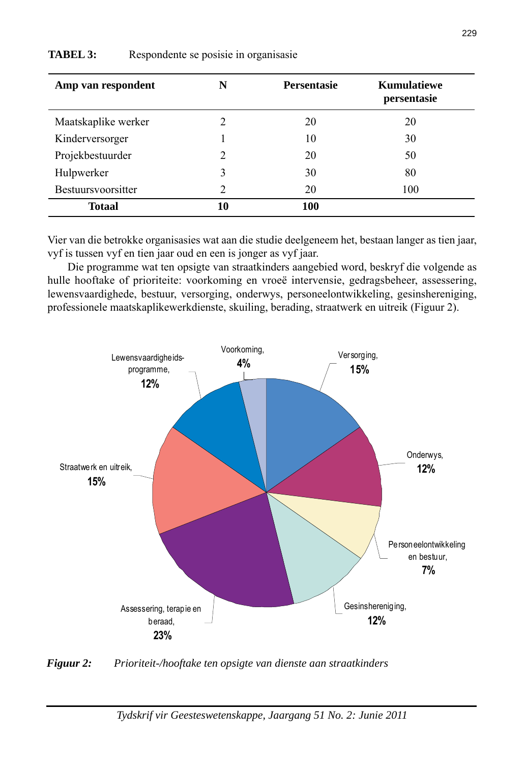**TABEL 3:** Respondente se posisie in organisasie

| Amp van respondent | N | Persentasie | Kumulatiewe persentasie |
|---|---|---|---|
| Maatskaplike werker | 2 | 20 | 20 |
| Kinderversorger | 1 | 10 | 30 |
| Projekbestuurder | 2 | 20 | 50 |
| Hulpwerker | 3 | 30 | 80 |
| Bestuursvoorsitter | 2 | 20 | 100 |
| **Totaal** | **10** | **100** | |

Vier van die betrokke organisasies wat aan die studie deelgeneem het, bestaan langer as tien jaar, vyf is tussen vyf en tien jaar oud en een is jonger as vyf jaar.

Die programme wat ten opsigte van straatkinders aangebied word, beskryf die volgende as hulle hooftake of prioriteite: voorkoming en vroeë intervensie, gedragsbeheer, assessering, lewensvaardighede, bestuur, versorging, onderwys, personeelontwikkeling, gesinshereniging, professionele maatskaplikewerkdienste, skuiling, berading, straatwerk en uitreik (Figuur 2).

*Figuur 2: Prioriteit-/hooftake ten opsigte van dienste aan straatkinders*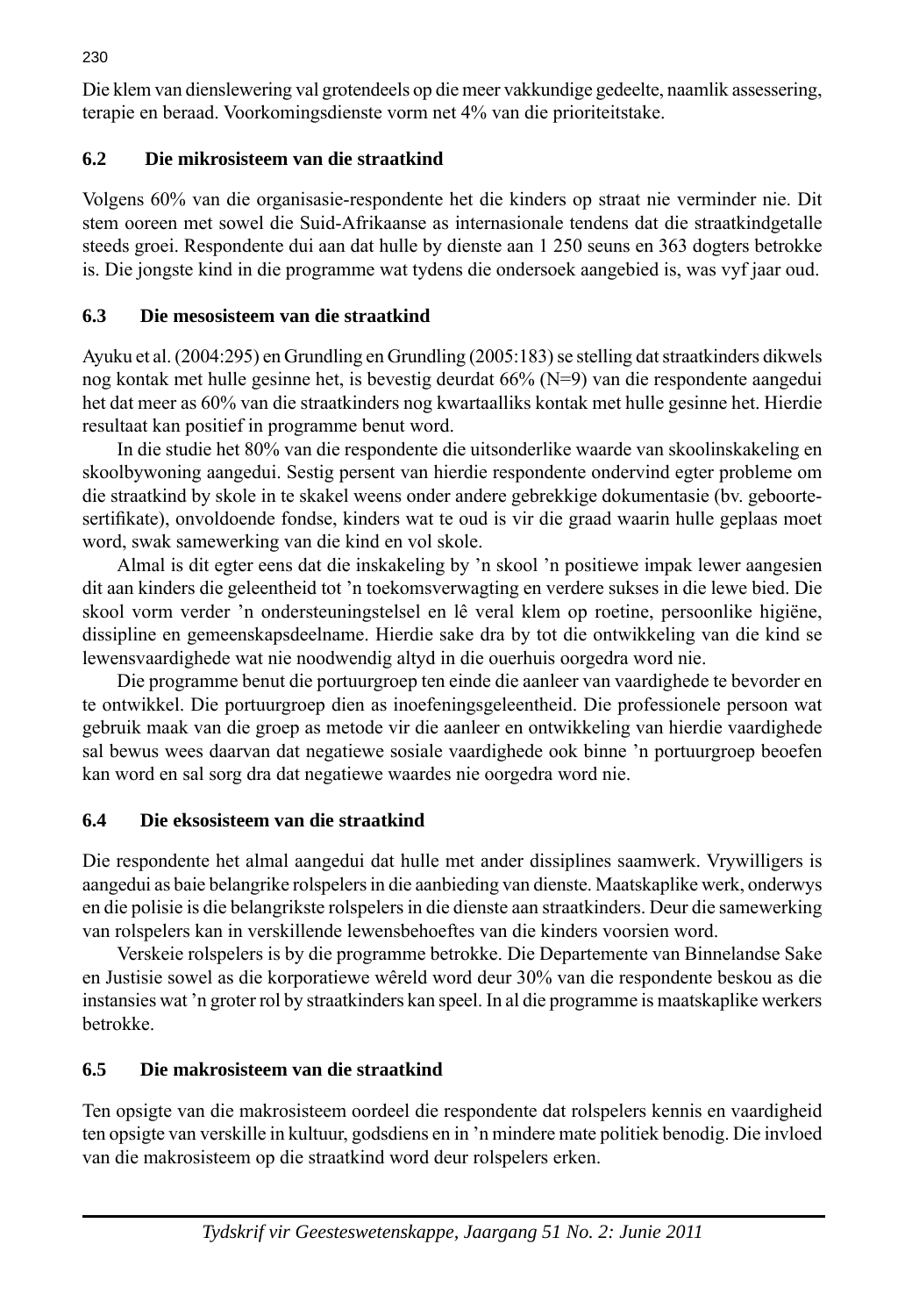Die klem van dienslewering val grotendeels op die meer vakkundige gedeelte, naamlik assessering, terapie en beraad. Voorkomingsdienste vorm net 4% van die prioriteitstake.

### 6.2 Die mikrosisteem van die straatkind

Volgens 60% van die organisasie-respondente het die kinders op straat nie verminder nie. Dit stem ooreen met sowel die Suid-Afrikaanse as internasionale tendens dat die straatkindgetalle steeds groei. Respondente dui aan dat hulle by dienste aan 1 250 seuns en 363 dogters betrokke is. Die jongste kind in die programme wat tydens die ondersoek aangebied is, was vyf jaar oud.

### 6.3 Die mesosisteem van die straatkind

Ayuku et al. (2004:295) en Grundling en Grundling (2005:183) se stelling dat straatkinders dikwels nog kontak met hulle gesinne het, is bevestig deurdat 66% (N=9) van die respondente aangedui het dat meer as 60% van die straatkinders nog kwartaalliks kontak met hulle gesinne het. Hierdie resultaat kan positief in programme benut word.

In die studie het 80% van die respondente die uitsonderlike waarde van skoolinskakeling en skoolbywoning aangedui. Sestig persent van hierdie respondente ondervind egter probleme om die straatkind by skole in te skakel weens onder andere gebrekkige dokumentasie (bv. geboortesertifikate), onvoldoende fondse, kinders wat te oud is vir die graad waarin hulle geplaas moet word, swak samewerking van die kind en vol skole.

Almal is dit egter eens dat die inskakeling by ’n skool ’n positiewe impak lewer aangesien dit aan kinders die geleentheid tot ’n toekomsverwagting en verdere sukses in die lewe bied. Die skool vorm verder ’n ondersteuningstelsel en lê veral klem op roetine, persoonlike higiëne, dissipline en gemeenskapsdeelname. Hierdie sake dra by tot die ontwikkeling van die kind se lewensvaardighede wat nie noodwendig altyd in die ouerhuis oorgedra word nie.

Die programme benut die portuurgroep ten einde die aanleer van vaardighede te bevorder en te ontwikkel. Die portuurgroep dien as inoefeningsgeleentheid. Die professionele persoon wat gebruik maak van die groep as metode vir die aanleer en ontwikkeling van hierdie vaardighede sal bewus wees daarvan dat negatiewe sosiale vaardighede ook binne ’n portuurgroep beoefen kan word en sal sorg dra dat negatiewe waardes nie oorgedra word nie.

### 6.4 Die eksosisteem van die straatkind

Die respondente het almal aangedui dat hulle met ander dissiplines saamwerk. Vrywilligers is aangedui as baie belangrike rolspelers in die aanbieding van dienste. Maatskaplike werk, onderwys en die polisie is die belangrikste rolspelers in die dienste aan straatkinders. Deur die samewerking van rolspelers kan in verskillende lewensbehoeftes van die kinders voorsien word.

Verskeie rolspelers is by die programme betrokke. Die Departemente van Binnelandse Sake en Justisie sowel as die korporatiewe wêreld word deur 30% van die respondente beskou as die instansies wat ’n groter rol by straatkinders kan speel. In al die programme is maatskaplike werkers betrokke.

### 6.5 Die makrosisteem van die straatkind

Ten opsigte van die makrosisteem oordeel die respondente dat rolspelers kennis en vaardigheid ten opsigte van verskille in kultuur, godsdiens en in ’n mindere mate politiek benodig. Die invloed van die makrosisteem op die straatkind word deur rolspelers erken.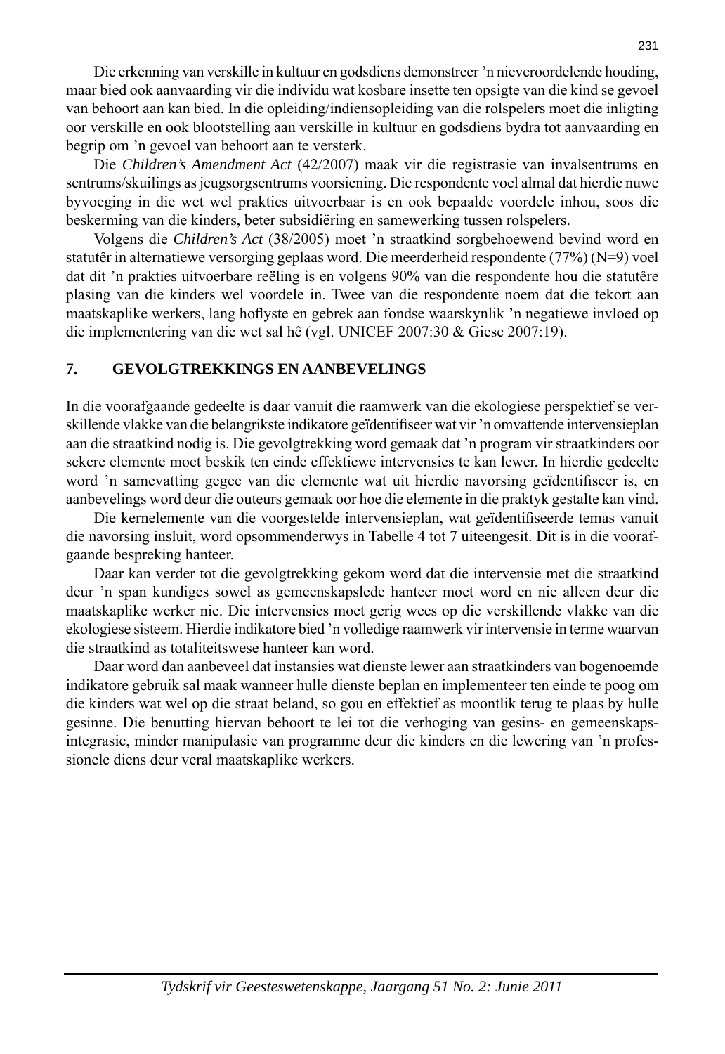Die erkenning van verskille in kultuur en godsdiens demonstreer 'n nieveroordelende houding, maar bied ook aanvaarding vir die individu wat kosbare insette ten opsigte van die kind se gevoel van behoort aan kan bied. In die opleiding/indiensopleiding van die rolspelers moet die inligting oor verskille en ook blootstelling aan verskille in kultuur en godsdiens bydra tot aanvaarding en begrip om 'n gevoel van behoort aan te versterk.

Die *Children's Amendment Act* (42/2007) maak vir die registrasie van invalsentrums en sentrums/skuilings as jeugsorgsentrums voorsiening. Die respondente voel almal dat hierdie nuwe byvoeging in die wet wel prakties uitvoerbaar is en ook bepaalde voordele inhou, soos die beskerming van die kinders, beter subsidiëring en samewerking tussen rolspelers.

Volgens die *Children's Act* (38/2005) moet 'n straatkind sorgbehoewend bevind word en statutêr in alternatiewe versorging geplaas word. Die meerderheid respondente (77%) (N=9) voel dat dit 'n prakties uitvoerbare reëling is en volgens 90% van die respondente hou die statutêre plasing van die kinders wel voordele in. Twee van die respondente noem dat die tekort aan maatskaplike werkers, lang hoflyste en gebrek aan fondse waarskynlik 'n negatiewe invloed op die implementering van die wet sal hê (vgl. UNICEF 2007:30 & Giese 2007:19).

## 7. GEVOLGTREKKINGS EN AANBEVELINGS

In die voorafgaande gedeelte is daar vanuit die raamwerk van die ekologiese perspektief se verskillende vlakke van die belangrikste indikatore geïdentifiseer wat vir 'n omvattende intervensieplan aan die straatkind nodig is. Die gevolgtrekking word gemaak dat 'n program vir straatkinders oor sekere elemente moet beskik ten einde effektiewe intervensies te kan lewer. In hierdie gedeelte word 'n samevatting gegee van die elemente wat uit hierdie navorsing geïdentifiseer is, en aanbevelings word deur die outeurs gemaak oor hoe die elemente in die praktyk gestalte kan vind.

Die kernelemente van die voorgestelde intervensieplan, wat geïdentifiseerde temas vanuit die navorsing insluit, word opsommenderwys in Tabelle 4 tot 7 uiteengesit. Dit is in die voorafgaande bespreking hanteer.

Daar kan verder tot die gevolgtrekking gekom word dat die intervensie met die straatkind deur 'n span kundiges sowel as gemeenskapslede hanteer moet word en nie alleen deur die maatskaplike werker nie. Die intervensies moet gerig wees op die verskillende vlakke van die ekologiese sisteem. Hierdie indikatore bied 'n volledige raamwerk vir intervensie in terme waarvan die straatkind as totaliteitswese hanteer kan word.

Daar word dan aanbeveel dat instansies wat dienste lewer aan straatkinders van bogenoemde indikatore gebruik sal maak wanneer hulle dienste beplan en implementeer ten einde te poog om die kinders wat wel op die straat beland, so gou en effektief as moontlik terug te plaas by hulle gesinne. Die benutting hiervan behoort te lei tot die verhoging van gesins- en gemeenskapsintegrasie, minder manipulasie van programme deur die kinders en die lewering van 'n professionele diens deur veral maatskaplike werkers.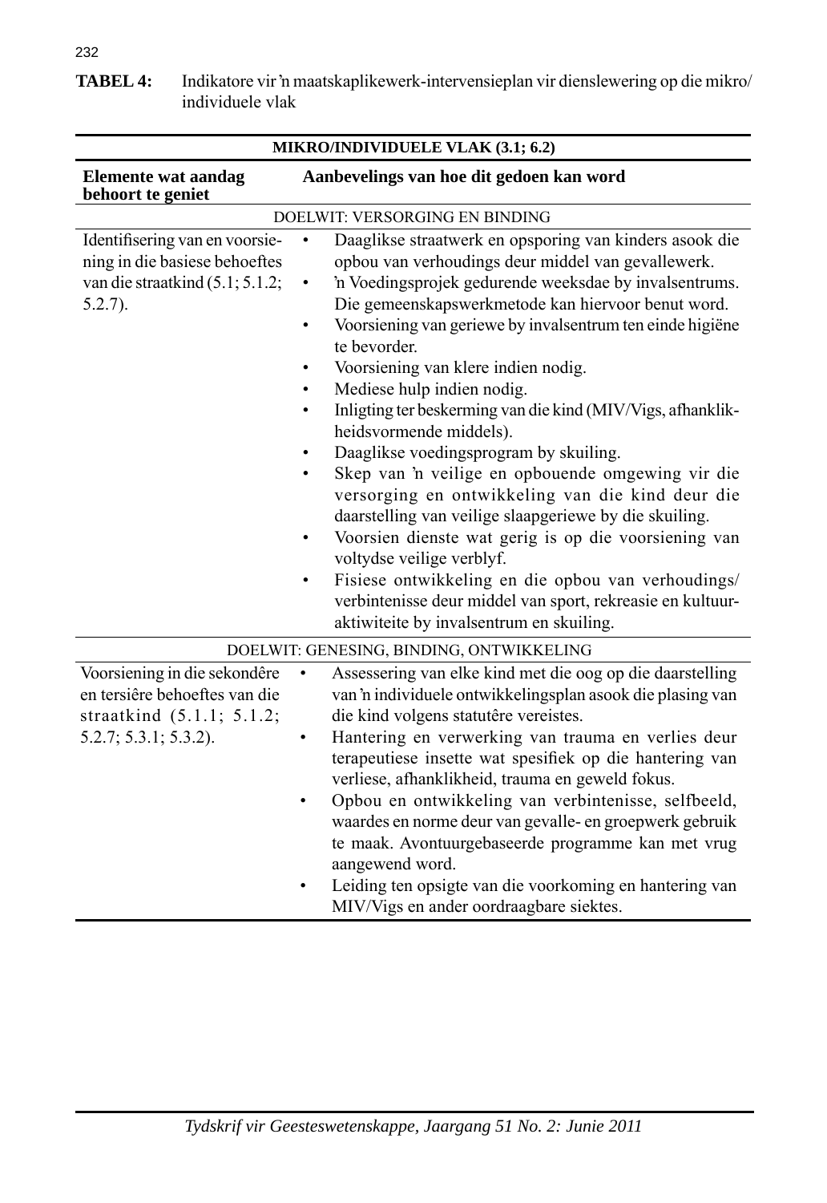**TABEL 4:** Indikatore vir 'n maatskaplikewerk-intervensieplan vir dienslewering op die mikro/individuele vlak

| MIKRO/INDIVIDUELE VLAK (3.1; 6.2) | |
|---|---|
| **Elemente wat aandag behoort te geniet** | **Aanbevelings van hoe dit gedoen kan word** |
| DOELWIT: VERSORGING EN BINDING | |
| Identifisering van en voorsiening in die basiese behoeftes van die straatkind (5.1; 5.1.2; 5.2.7). | • Daaglikse straatwerk en opsporing van kinders asook die opbou van verhoudings deur middel van gevallewerk.<br>• 'n Voedingsprojek gedurende weeksdae by invalsentrums. Die gemeenskapswerkmetode kan hiervoor benut word.<br>• Voorsiening van geriewe by invalsentrum ten einde higiëne te bevorder.<br>• Voorsiening van klere indien nodig.<br>• Mediese hulp indien nodig.<br>• Inligting ter beskerming van die kind (MIV/Vigs, afhanklikheidsvormende middels).<br>• Daaglikse voedingsprogram by skuiling.<br>• Skep van 'n veilige en opbouende omgewing vir die versorging en ontwikkeling van die kind deur die daarstelling van veilige slaapgeriewe by die skuiling.<br>• Voorsien dienste wat gerig is op die voorsiening van voltydse veilige verblyf.<br>• Fisiese ontwikkeling en die opbou van verhoudings/verbintenisse deur middel van sport, rekreasie en kultuur-aktiwiteite by invalsentrum en skuiling. |
| DOELWIT: GENESING, BINDING, ONTWIKKELING | |
| Voorsiening in die sekondêre en tersiêre behoeftes van die straatkind (5.1.1; 5.1.2; 5.2.7; 5.3.1; 5.3.2). | • Assessering van elke kind met die oog op die daarstelling van 'n individuele ontwikkelingsplan asook die plasing van die kind volgens statutêre vereistes.<br>• Hantering en verwerking van trauma en verlies deur terapeutiese insette wat spesifiek op die hantering van verliese, afhanklikheid, trauma en geweld fokus.<br>• Opbou en ontwikkeling van verbintenisse, selfbeeld, waardes en norme deur van gevalle- en groepwerk gebruik te maak. Avontuurgebaseerde programme kan met vrug aangewend word.<br>• Leiding ten opsigte van die voorkoming en hantering van MIV/Vigs en ander oordraagbare siektes. |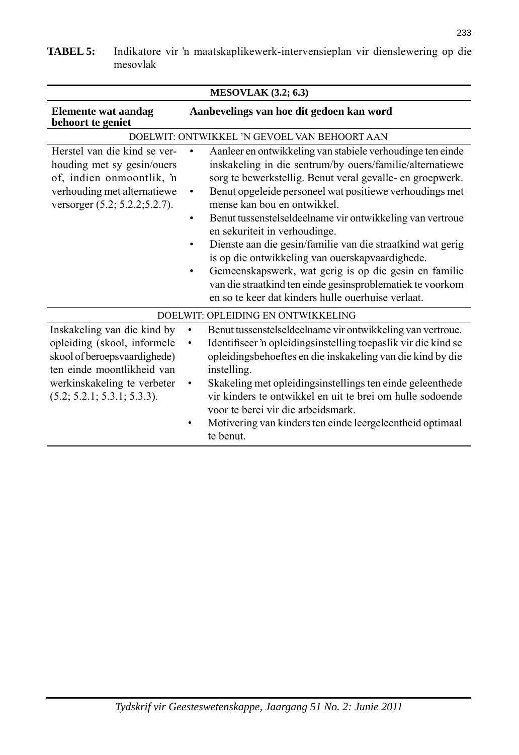**TABEL 5:** Indikatore vir 'n maatskaplikewerk-intervensieplan vir dienslewering op die mesovlak

| **MESOVLAK (3.2; 6.3)** | |
|---|---|
| **Elemente wat aandag behoort te geniet** | **Aanbevelings van hoe dit gedoen kan word** |
| DOELWIT: ONTWIKKEL 'N GEVOEL VAN BEHOORT AAN | |
| Herstel van die kind se verhouding met sy gesin/ouers of, indien onmoontlik, 'n verhouding met alternatiewe versorger (5.2; 5.2.2;5.2.7). | • Aanleer en ontwikkeling van stabiele verhoudinge ten einde inskakeling in die sentrum/by ouers/familie/alternatiewe sorg te bewerkstellig. Benut veral gevalle- en groepwerk.<br>• Benut opgeleide personeel wat positiewe verhoudings met mense kan bou en ontwikkel.<br>• Benut tussenstelseldeelname vir ontwikkeling van vertroue en sekuriteit in verhoudinge.<br>• Dienste aan die gesin/familie van die straatkind wat gerig is op die ontwikkeling van ouerskapvaardighede.<br>• Gemeenskapswerk, wat gerig is op die gesin en familie van die straatkind ten einde gesinsproblematiek te voorkom en so te keer dat kinders hulle ouerhuise verlaat. |
| DOELWIT: OPLEIDING EN ONTWIKKELING | |
| Inskakeling van die kind by opleiding (skool, informele skool of beroepsvaardighede) ten einde moontlikheid van werkinskakeling te verbeter (5.2; 5.2.1; 5.3.1; 5.3.3). | • Benut tussenstelseldeelname vir ontwikkeling van vertroue.<br>• Identifiseer 'n opleidingsinstelling toepaslik vir die kind se opleidingsbehoeftes en die inskakeling van die kind by die instelling.<br>• Skakeling met opleidingsinstellings ten einde geleenthede vir kinders te ontwikkel en uit te brei om hulle sodoende voor te berei vir die arbeidsmark.<br>• Motivering van kinders ten einde leergeleentheid optimaal te benut. |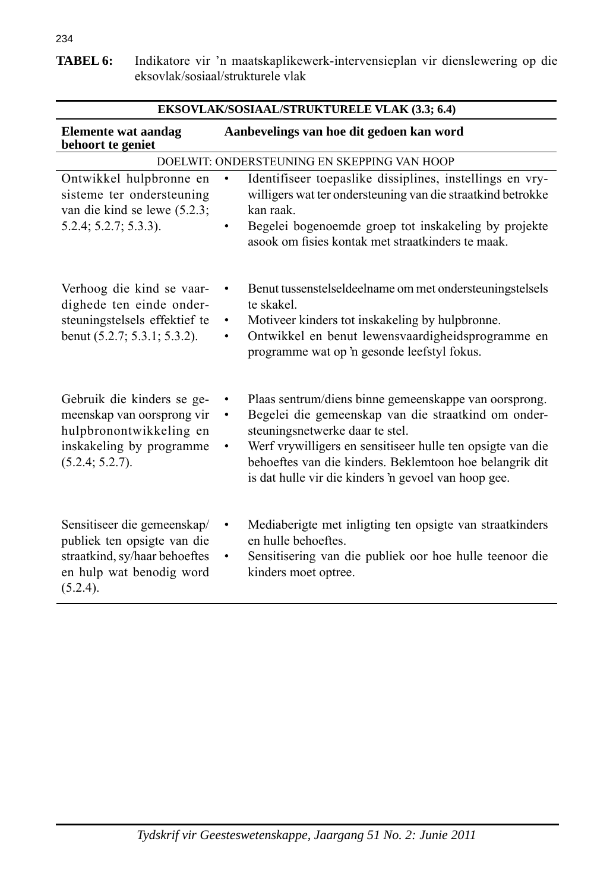**TABEL 6:** Indikatore vir 'n maatskaplikewerk-intervensieplan vir dienslewering op die eksovlak/sosiaal/strukturele vlak

| **EKSOVLAK/SOSIAAL/STRUKTURELE VLAK (3.3; 6.4)** | |
|---|---|
| **Elemente wat aandag behoort te geniet** | **Aanbevelings van hoe dit gedoen kan word** |
| DOELWIT: ONDERSTEUNING EN SKEPPING VAN HOOP | |
| Ontwikkel hulpbronne en sisteme ter ondersteuning van die kind se lewe (5.2.3; 5.2.4; 5.2.7; 5.3.3). | • Identifiseer toepaslike dissiplines, instellings en vrywilligers wat ter ondersteuning van die straatkind betrokke kan raak.<br>• Begelei bogenoemde groep tot inskakeling by projekte asook om fisies kontak met straatkinders te maak. |
| Verhoog die kind se vaardighede ten einde ondersteuningstelsels effektief te benut (5.2.7; 5.3.1; 5.3.2). | • Benut tussenstelseldeelname om met ondersteuningstelsels te skakel.<br>• Motiveer kinders tot inskakeling by hulpbronne.<br>• Ontwikkel en benut lewensvaardigheidsprogramme en programme wat op 'n gesonde leefstyl fokus. |
| Gebruik die kinders se gemeenskap van oorsprong vir hulpbronontwikkeling en inskakeling by programme (5.2.4; 5.2.7). | • Plaas sentrum/diens binne gemeenskappe van oorsprong.<br>• Begelei die gemeenskap van die straatkind om ondersteuningsnetwerke daar te stel.<br>• Werf vrywilligers en sensitiseer hulle ten opsigte van die behoeftes van die kinders. Beklemtoon hoe belangrik dit is dat hulle vir die kinders 'n gevoel van hoop gee. |
| Sensitiseer die gemeenskap/publiek ten opsigte van die straatkind, sy/haar behoeftes en hulp wat benodig word (5.2.4). | • Mediaberigte met inligting ten opsigte van straatkinders en hulle behoeftes.<br>• Sensitisering van die publiek oor hoe hulle teenoor die kinders moet optree. |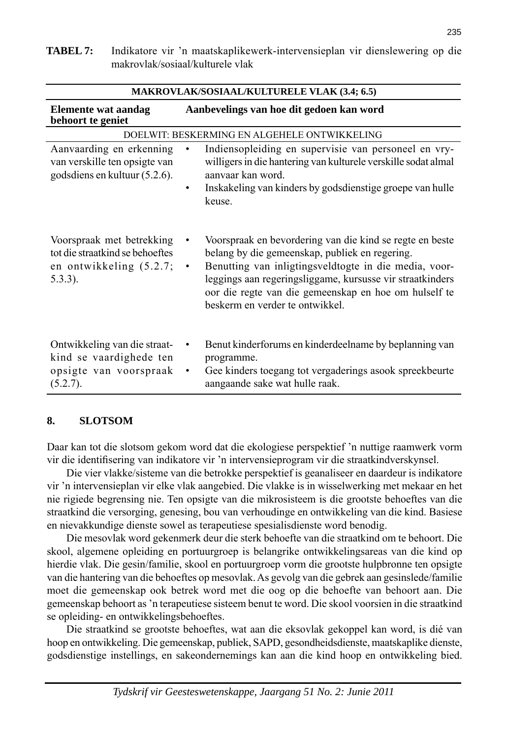**TABEL 7:** Indikatore vir 'n maatskaplikewerk-intervensieplan vir dienslewering op die makrovlak/sosiaal/kulturele vlak

| MAKROVLAK/SOSIAAL/KULTURELE VLAK (3.4; 6.5) | |
|---|---|
| **Elemente wat aandag behoort te geniet** | **Aanbevelings van hoe dit gedoen kan word** |
| DOELWIT: BESKERMING EN ALGEHELE ONTWIKKELING | |
| Aanvaarding en erkenning van verskille ten opsigte van godsdiens en kultuur (5.2.6). | • Indiensopleiding en supervisie van personeel en vrywilligers in die hantering van kulturele verskille sodat almal aanvaar kan word.<br>• Inskakeling van kinders by godsdienstige groepe van hulle keuse. |
| Voorspraak met betrekking tot die straatkind se behoeftes en ontwikkeling (5.2.7; 5.3.3). | • Voorspraak en bevordering van die kind se regte en beste belang by die gemeenskap, publiek en regering.<br>• Benutting van inligtingsveldtogte in die media, voorleggings aan regeringsliggame, kursusse vir straatkinders oor die regte van die gemeenskap en hoe om hulself te beskerm en verder te ontwikkel. |
| Ontwikkeling van die straatkind se vaardighede ten opsigte van voorspraak (5.2.7). | • Benut kinderforums en kinderdeelname by beplanning van programme.<br>• Gee kinders toegang tot vergaderings asook spreekbeurte aangaande sake wat hulle raak. |

## 8. SLOTSOM

Daar kan tot die slotsom gekom word dat die ekologiese perspektief 'n nuttige raamwerk vorm vir die identifisering van indikatore vir 'n intervensieprogram vir die straatkindverskynsel.

Die vier vlakke/sisteme van die betrokke perspektief is geanaliseer en daardeur is indikatore vir 'n intervensieplan vir elke vlak aangebied. Die vlakke is in wisselwerking met mekaar en het nie rigiede begrensing nie. Ten opsigte van die mikrosisteem is die grootste behoeftes van die straatkind die versorging, genesing, bou van verhoudinge en ontwikkeling van die kind. Basiese en nievakkundige dienste sowel as terapeutiese spesialisdienste word benodig.

Die mesovlak word gekenmerk deur die sterk behoefte van die straatkind om te behoort. Die skool, algemene opleiding en portuurgroep is belangrike ontwikkelingsareas van die kind op hierdie vlak. Die gesin/familie, skool en portuurgroep vorm die grootste hulpbronne ten opsigte van die hantering van die behoeftes op mesovlak. As gevolg van die gebrek aan gesinslede/familie moet die gemeenskap ook betrek word met die oog op die behoefte van behoort aan. Die gemeenskap behoort as 'n terapeutiese sisteem benut te word. Die skool voorsien in die straatkind se opleiding- en ontwikkelingsbehoeftes.

Die straatkind se grootste behoeftes, wat aan die eksovlak gekoppel kan word, is dié van hoop en ontwikkeling. Die gemeenskap, publiek, SAPD, gesondheidsdienste, maatskaplike dienste, godsdienstige instellings, en sakeondernemings kan aan die kind hoop en ontwikkeling bied.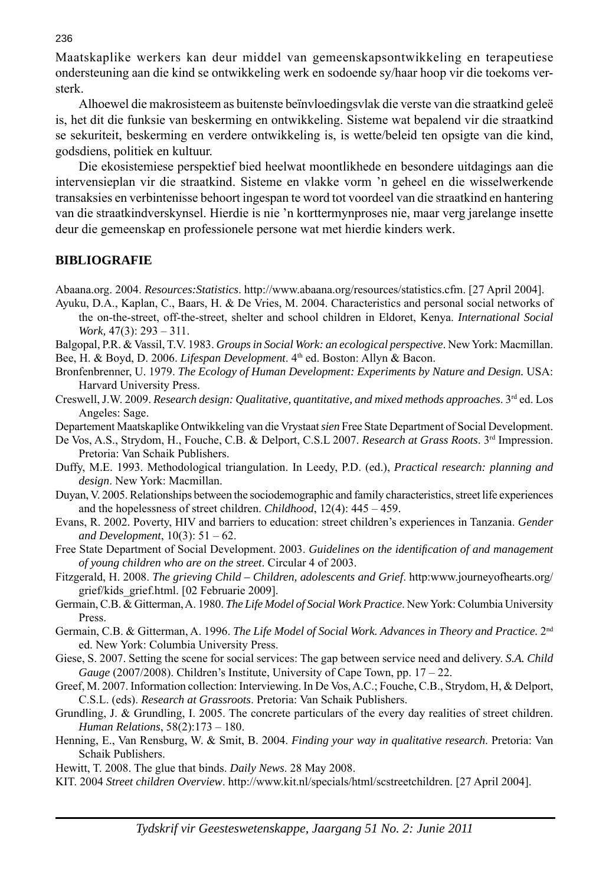Maatskaplike werkers kan deur middel van gemeenskapsontwikkeling en terapeutiese ondersteuning aan die kind se ontwikkeling werk en sodoende sy/haar hoop vir die toekoms versterk.

Alhoewel die makrosisteem as buitenste beïnvloedingsvlak die verste van die straatkind geleë is, het dit die funksie van beskerming en ontwikkeling. Sisteme wat bepalend vir die straatkind se sekuriteit, beskerming en verdere ontwikkeling is, is wette/beleid ten opsigte van die kind, godsdiens, politiek en kultuur.

Die ekosistemiese perspektief bied heelwat moontlikhede en besondere uitdagings aan die intervensieplan vir die straatkind. Sisteme en vlakke vorm 'n geheel en die wisselwerkende transaksies en verbintenisse behoort ingespan te word tot voordeel van die straatkind en hantering van die straatkindverskynsel. Hierdie is nie 'n korttermynproses nie, maar verg jarelange insette deur die gemeenskap en professionele persone wat met hierdie kinders werk.

## BIBLIOGRAFIE

Abaana.org. 2004. *Resources:Statistics*. http://www.abaana.org/resources/statistics.cfm. [27 April 2004].

Ayuku, D.A., Kaplan, C., Baars, H. & De Vries, M. 2004. Characteristics and personal social networks of the on-the-street, off-the-street, shelter and school children in Eldoret, Kenya. *International Social Work,* 47(3): 293 – 311.

Balgopal, P.R. & Vassil, T.V. 1983. *Groups in Social Work: an ecological perspective*. New York: Macmillan.

Bee, H. & Boyd, D. 2006. *Lifespan Development*. 4th ed. Boston: Allyn & Bacon.

Bronfenbrenner, U. 1979. *The Ecology of Human Development: Experiments by Nature and Design.* USA: Harvard University Press.

Creswell, J.W. 2009. *Research design: Qualitative, quantitative, and mixed methods approaches*. 3rd ed. Los Angeles: Sage.

Departement Maatskaplike Ontwikkeling van die Vrystaat ***sien*** Free State Department of Social Development.

De Vos, A.S., Strydom, H., Fouche, C.B. & Delport, C.S.L 2007. *Research at Grass Roots*. 3rd Impression. Pretoria: Van Schaik Publishers.

Duffy, M.E. 1993. Methodological triangulation. In Leedy, P.D. (ed.), *Practical research: planning and design*. New York: Macmillan.

Duyan, V. 2005. Relationships between the sociodemographic and family characteristics, street life experiences and the hopelessness of street children. *Childhood*, 12(4): 445 – 459.

Evans, R. 2002. Poverty, HIV and barriers to education: street children's experiences in Tanzania. *Gender and Development*, 10(3): 51 – 62.

Free State Department of Social Development. 2003. *Guidelines on the identification of and management of young children who are on the street*. Circular 4 of 2003.

Fitzgerald, H. 2008. *The grieving Child – Children, adolescents and Grief*. http:www.journeyofhearts.org/grief/kids_grief.html. [02 Februarie 2009].

Germain, C.B. & Gitterman, A. 1980. *The Life Model of Social Work Practice*. New York: Columbia University Press.

Germain, C.B. & Gitterman, A. 1996. *The Life Model of Social Work. Advances in Theory and Practice.* 2nd ed. New York: Columbia University Press.

Giese, S. 2007. Setting the scene for social services: The gap between service need and delivery. *S.A. Child Gauge* (2007/2008). Children's Institute, University of Cape Town, pp. 17 – 22.

Greef, M. 2007. Information collection: Interviewing. In De Vos, A.C.; Fouche, C.B., Strydom, H, & Delport, C.S.L. (eds). *Research at Grassroots*. Pretoria: Van Schaik Publishers.

Grundling, J. & Grundling, I. 2005. The concrete particulars of the every day realities of street children. *Human Relations*, 58(2):173 – 180.

Henning, E., Van Rensburg, W. & Smit, B. 2004. *Finding your way in qualitative research*. Pretoria: Van Schaik Publishers.

Hewitt, T. 2008. The glue that binds. *Daily News*. 28 May 2008.

KIT. 2004 *Street children Overview*. http://www.kit.nl/specials/html/scstreetchildren. [27 April 2004].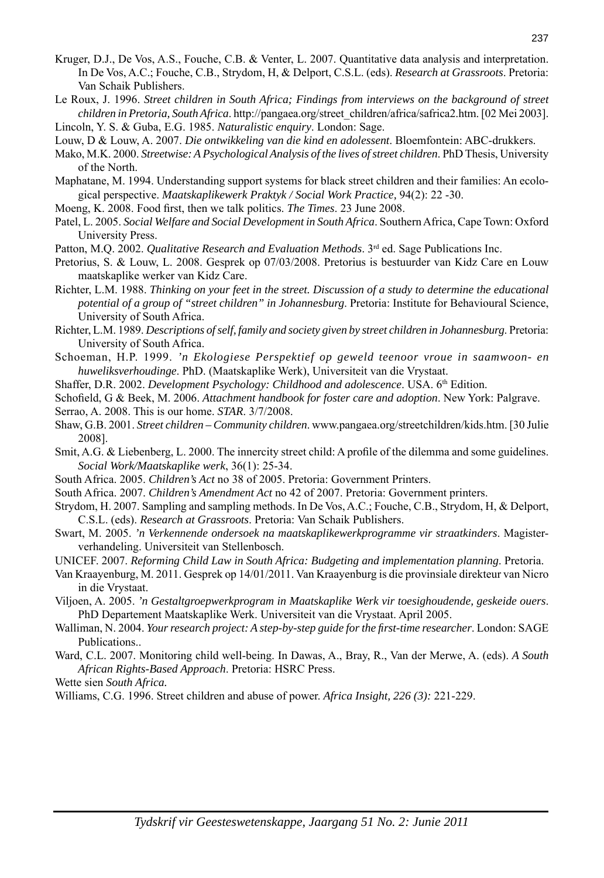Kruger, D.J., De Vos, A.S., Fouche, C.B. & Venter, L. 2007. Quantitative data analysis and interpretation. In De Vos, A.C.; Fouche, C.B., Strydom, H, & Delport, C.S.L. (eds). *Research at Grassroots*. Pretoria: Van Schaik Publishers.

Le Roux, J. 1996. *Street children in South Africa; Findings from interviews on the background of street children in Pretoria, South Africa*. http://pangaea.org/street_children/africa/safrica2.htm. [02 Mei 2003].

Lincoln, Y. S. & Guba, E.G. 1985. *Naturalistic enquiry*. London: Sage.

Louw, D & Louw, A. 2007. *Die ontwikkeling van die kind en adolessent*. Bloemfontein: ABC-drukkers.

Mako, M.K. 2000. *Streetwise: A Psychological Analysis of the lives of street children*. PhD Thesis, University of the North.

Maphatane, M. 1994. Understanding support systems for black street children and their families: An ecological perspective. *Maatskaplikewerk Praktyk / Social Work Practice*, 94(2): 22 -30.

Moeng, K. 2008. Food first, then we talk politics. *The Times*. 23 June 2008.

Patel, L. 2005. *Social Welfare and Social Development in South Africa*. Southern Africa, Cape Town: Oxford University Press.

Patton, M.Q. 2002. *Qualitative Research and Evaluation Methods*. 3rd ed. Sage Publications Inc.

Pretorius, S. & Louw, L. 2008. Gesprek op 07/03/2008. Pretorius is bestuurder van Kidz Care en Louw maatskaplike werker van Kidz Care.

Richter, L.M. 1988. *Thinking on your feet in the street. Discussion of a study to determine the educational potential of a group of "street children" in Johannesburg*. Pretoria: Institute for Behavioural Science, University of South Africa.

Richter, L.M. 1989. *Descriptions of self, family and society given by street children in Johannesburg*. Pretoria: University of South Africa.

Schoeman, H.P. 1999. *'n Ekologiese Perspektief op geweld teenoor vroue in saamwoon- en huweliksverhoudinge*. PhD. (Maatskaplike Werk), Universiteit van die Vrystaat.

Shaffer, D.R. 2002. *Development Psychology: Childhood and adolescence*. USA. 6th Edition.

Schofield, G & Beek, M. 2006. *Attachment handbook for foster care and adoption*. New York: Palgrave.

Serrao, A. 2008. This is our home. *STAR*. 3/7/2008.

Shaw, G.B. 2001. *Street children – Community children*. www.pangaea.org/streetchildren/kids.htm. [30 Julie 2008].

Smit, A.G. & Liebenberg, L. 2000. The innercity street child: A profile of the dilemma and some guidelines. *Social Work/Maatskaplike werk*, 36(1): 25-34.

South Africa. 2005. *Children's Act* no 38 of 2005. Pretoria: Government Printers.

South Africa. 2007. *Children's Amendment Act* no 42 of 2007. Pretoria: Government printers.

Strydom, H. 2007. Sampling and sampling methods. In De Vos, A.C.; Fouche, C.B., Strydom, H, & Delport, C.S.L. (eds). *Research at Grassroots*. Pretoria: Van Schaik Publishers.

Swart, M. 2005. *'n Verkennende ondersoek na maatskaplikewerkprogramme vir straatkinders*. Magisterverhandeling. Universiteit van Stellenbosch.

UNICEF. 2007. *Reforming Child Law in South Africa: Budgeting and implementation planning*. Pretoria.

Van Kraayenburg, M. 2011. Gesprek op 14/01/2011. Van Kraayenburg is die provinsiale direkteur van Nicro in die Vrystaat.

Viljoen, A. 2005. *'n Gestaltgroepwerkprogram in Maatskaplike Werk vir toesighoudende, geskeide ouers*. PhD Departement Maatskaplike Werk. Universiteit van die Vrystaat. April 2005.

Walliman, N. 2004. *Your research project: A step-by-step guide for the first-time researcher*. London: SAGE Publications..

Ward, C.L. 2007. Monitoring child well-being. In Dawas, A., Bray, R., Van der Merwe, A. (eds). *A South African Rights-Based Approach*. Pretoria: HSRC Press.

Wette sien *South Africa.*

Williams, C.G. 1996. Street children and abuse of power. *Africa Insight, 226 (3):* 221-229.